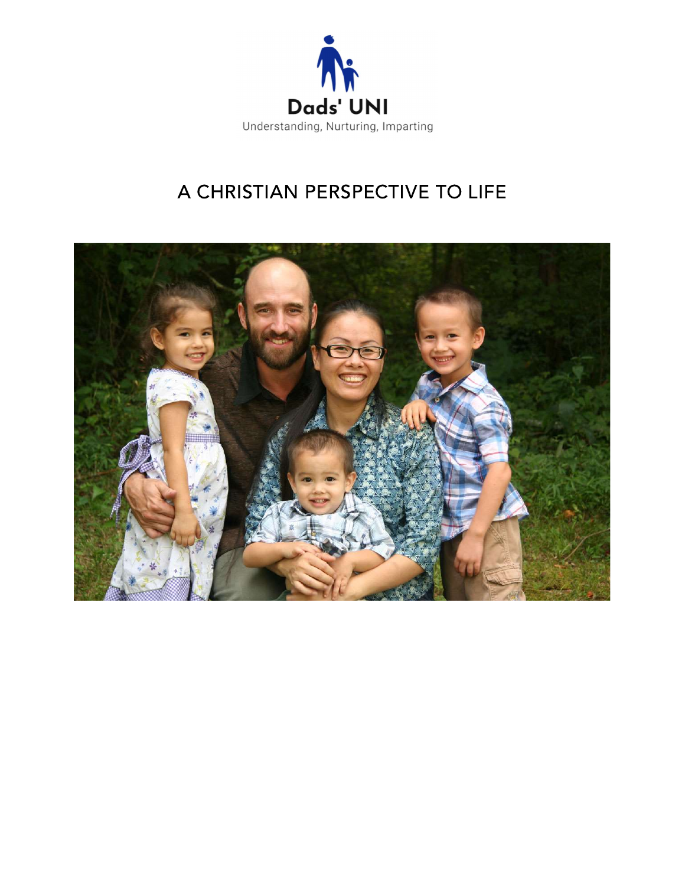Dads' UNI

Understanding, Nurturing, Imparting

# A CHRISTIAN PERSPECTIVE TO LIFE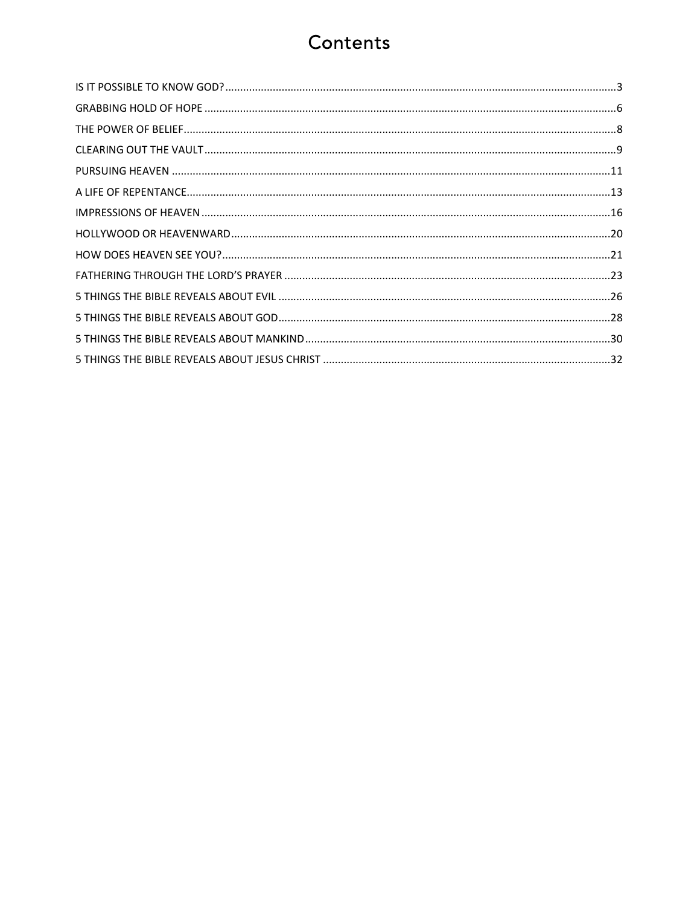# Contents

- IS IT POSSIBLE TO KNOW GOD? ........ 3
- GRABBING HOLD OF HOPE ........ 6
- THE POWER OF BELIEF ........ 8
- CLEARING OUT THE VAULT ........ 9
- PURSUING HEAVEN ........ 11
- A LIFE OF REPENTANCE ........ 13
- IMPRESSIONS OF HEAVEN ........ 16
- HOLLYWOOD OR HEAVENWARD ........ 20
- HOW DOES HEAVEN SEE YOU? ........ 21
- FATHERING THROUGH THE LORD'S PRAYER ........ 23
- 5 THINGS THE BIBLE REVEALS ABOUT EVIL ........ 26
- 5 THINGS THE BIBLE REVEALS ABOUT GOD ........ 28
- 5 THINGS THE BIBLE REVEALS ABOUT MANKIND ........ 30
- 5 THINGS THE BIBLE REVEALS ABOUT JESUS CHRIST ........ 32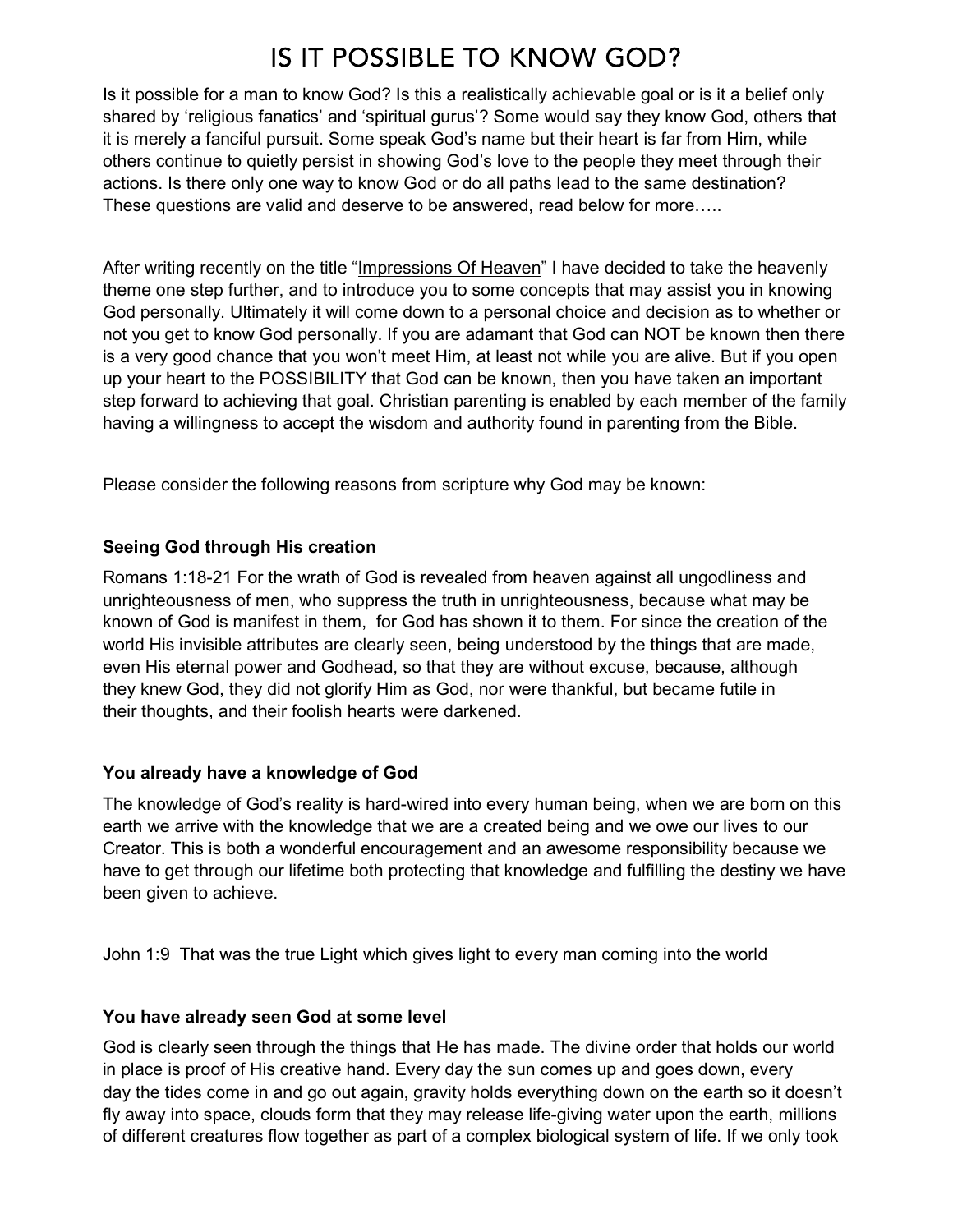# IS IT POSSIBLE TO KNOW GOD?

Is it possible for a man to know God? Is this a realistically achievable goal or is it a belief only shared by 'religious fanatics' and 'spiritual gurus'? Some would say they know God, others that it is merely a fanciful pursuit. Some speak God's name but their heart is far from Him, while others continue to quietly persist in showing God's love to the people they meet through their actions. Is there only one way to know God or do all paths lead to the same destination? These questions are valid and deserve to be answered, read below for more…..

After writing recently on the title "Impressions Of Heaven" I have decided to take the heavenly theme one step further, and to introduce you to some concepts that may assist you in knowing God personally. Ultimately it will come down to a personal choice and decision as to whether or not you get to know God personally. If you are adamant that God can NOT be known then there is a very good chance that you won't meet Him, at least not while you are alive. But if you open up your heart to the POSSIBILITY that God can be known, then you have taken an important step forward to achieving that goal. Christian parenting is enabled by each member of the family having a willingness to accept the wisdom and authority found in parenting from the Bible.

Please consider the following reasons from scripture why God may be known:

**Seeing God through His creation**

Romans 1:18-21 For the wrath of God is revealed from heaven against all ungodliness and unrighteousness of men, who suppress the truth in unrighteousness, because what may be known of God is manifest in them, for God has shown it to them. For since the creation of the world His invisible attributes are clearly seen, being understood by the things that are made, even His eternal power and Godhead, so that they are without excuse, because, although they knew God, they did not glorify Him as God, nor were thankful, but became futile in their thoughts, and their foolish hearts were darkened.

**You already have a knowledge of God**

The knowledge of God's reality is hard-wired into every human being, when we are born on this earth we arrive with the knowledge that we are a created being and we owe our lives to our Creator. This is both a wonderful encouragement and an awesome responsibility because we have to get through our lifetime both protecting that knowledge and fulfilling the destiny we have been given to achieve.

John 1:9 That was the true Light which gives light to every man coming into the world

**You have already seen God at some level**

God is clearly seen through the things that He has made. The divine order that holds our world in place is proof of His creative hand. Every day the sun comes up and goes down, every day the tides come in and go out again, gravity holds everything down on the earth so it doesn't fly away into space, clouds form that they may release life-giving water upon the earth, millions of different creatures flow together as part of a complex biological system of life. If we only took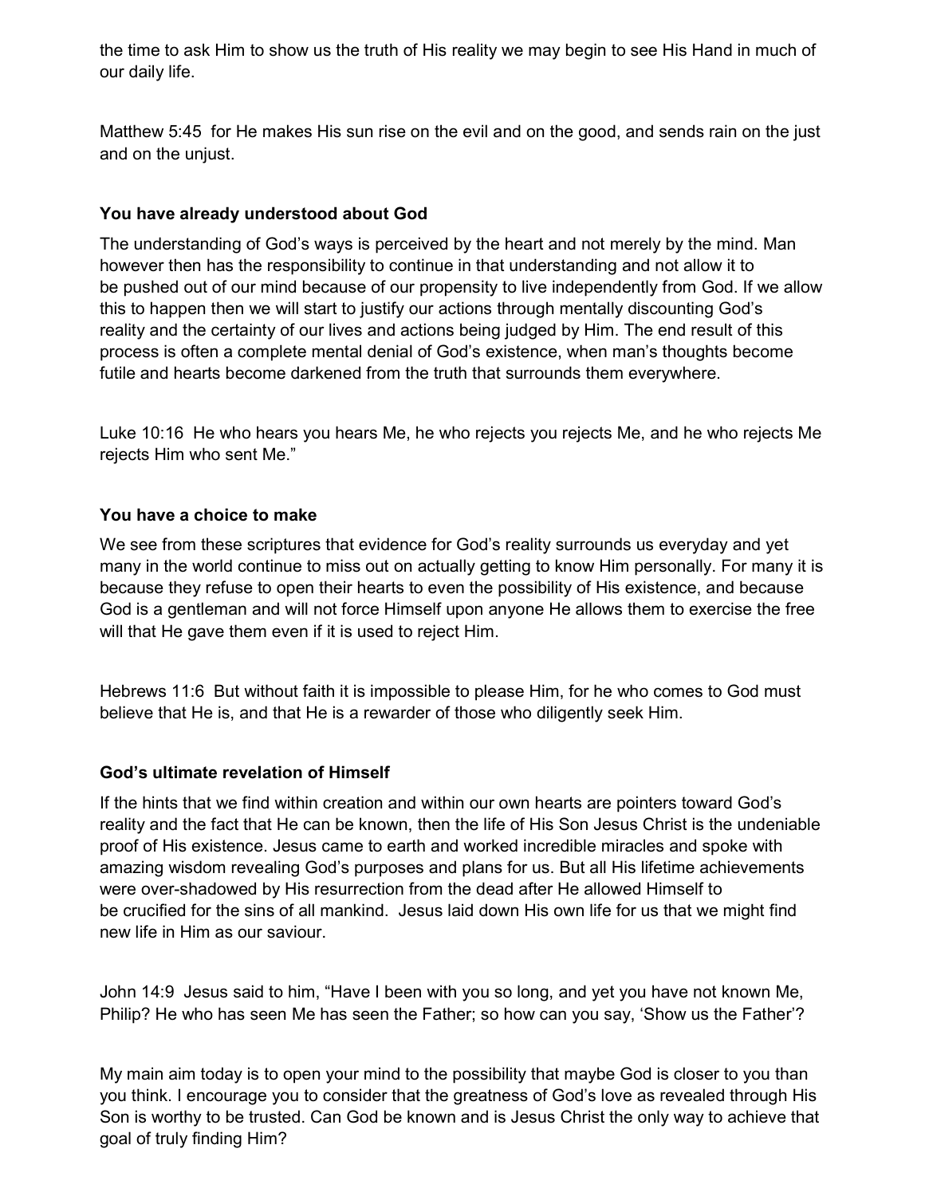the time to ask Him to show us the truth of His reality we may begin to see His Hand in much of our daily life.

Matthew 5:45  for He makes His sun rise on the evil and on the good, and sends rain on the just and on the unjust.

### You have already understood about God

The understanding of God's ways is perceived by the heart and not merely by the mind. Man however then has the responsibility to continue in that understanding and not allow it to be pushed out of our mind because of our propensity to live independently from God. If we allow this to happen then we will start to justify our actions through mentally discounting God's reality and the certainty of our lives and actions being judged by Him. The end result of this process is often a complete mental denial of God's existence, when man's thoughts become futile and hearts become darkened from the truth that surrounds them everywhere.

Luke 10:16  He who hears you hears Me, he who rejects you rejects Me, and he who rejects Me rejects Him who sent Me."

### You have a choice to make

We see from these scriptures that evidence for God's reality surrounds us everyday and yet many in the world continue to miss out on actually getting to know Him personally. For many it is because they refuse to open their hearts to even the possibility of His existence, and because God is a gentleman and will not force Himself upon anyone He allows them to exercise the free will that He gave them even if it is used to reject Him.

Hebrews 11:6  But without faith it is impossible to please Him, for he who comes to God must believe that He is, and that He is a rewarder of those who diligently seek Him.

### God's ultimate revelation of Himself

If the hints that we find within creation and within our own hearts are pointers toward God's reality and the fact that He can be known, then the life of His Son Jesus Christ is the undeniable proof of His existence. Jesus came to earth and worked incredible miracles and spoke with amazing wisdom revealing God's purposes and plans for us. But all His lifetime achievements were over-shadowed by His resurrection from the dead after He allowed Himself to be crucified for the sins of all mankind.  Jesus laid down His own life for us that we might find new life in Him as our saviour.

John 14:9  Jesus said to him, "Have I been with you so long, and yet you have not known Me, Philip? He who has seen Me has seen the Father; so how can you say, 'Show us the Father'?

My main aim today is to open your mind to the possibility that maybe God is closer to you than you think. I encourage you to consider that the greatness of God's love as revealed through His Son is worthy to be trusted. Can God be known and is Jesus Christ the only way to achieve that goal of truly finding Him?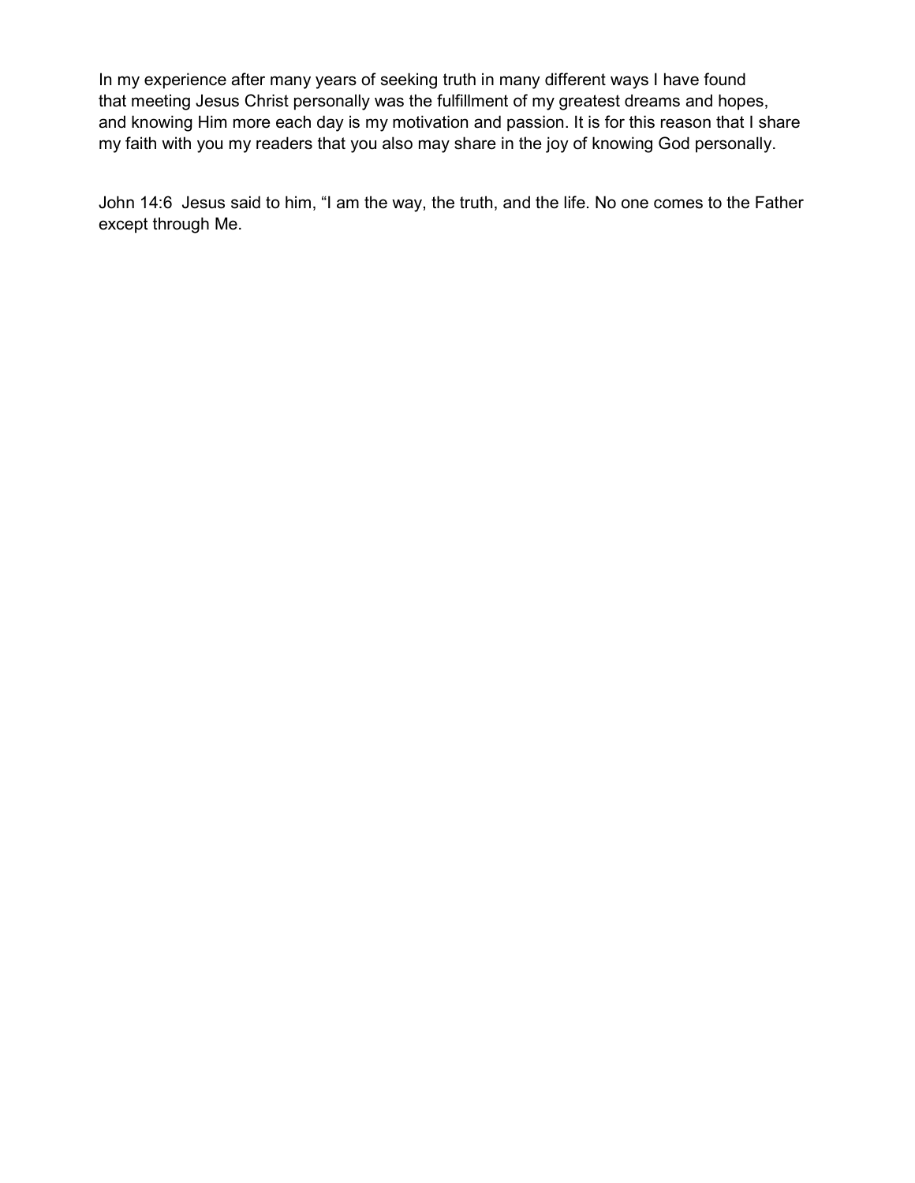In my experience after many years of seeking truth in many different ways I have found that meeting Jesus Christ personally was the fulfillment of my greatest dreams and hopes, and knowing Him more each day is my motivation and passion. It is for this reason that I share my faith with you my readers that you also may share in the joy of knowing God personally.

John 14:6  Jesus said to him, “I am the way, the truth, and the life. No one comes to the Father except through Me.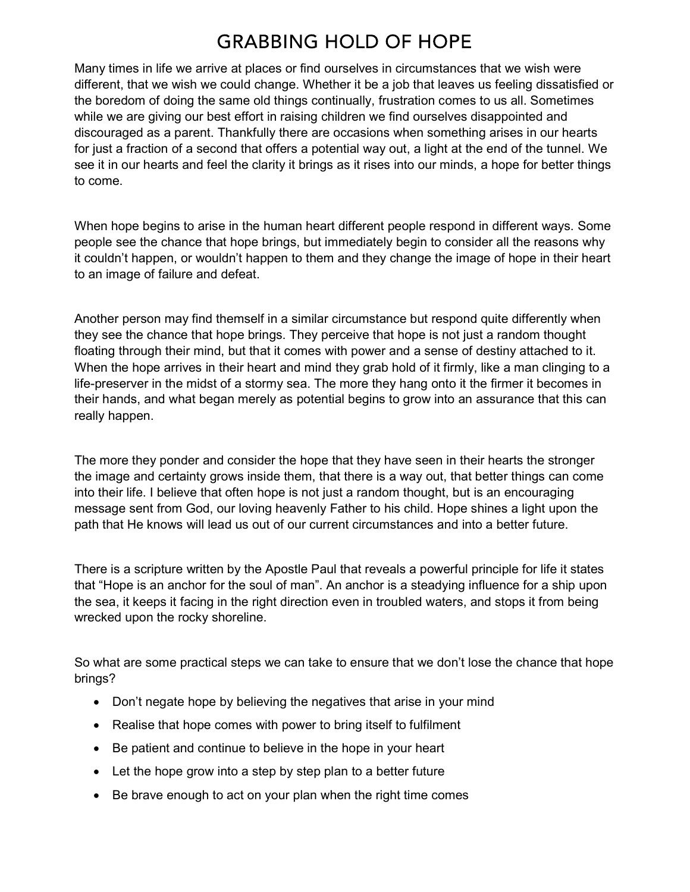# GRABBING HOLD OF HOPE

Many times in life we arrive at places or find ourselves in circumstances that we wish were different, that we wish we could change. Whether it be a job that leaves us feeling dissatisfied or the boredom of doing the same old things continually, frustration comes to us all. Sometimes while we are giving our best effort in raising children we find ourselves disappointed and discouraged as a parent. Thankfully there are occasions when something arises in our hearts for just a fraction of a second that offers a potential way out, a light at the end of the tunnel. We see it in our hearts and feel the clarity it brings as it rises into our minds, a hope for better things to come.

When hope begins to arise in the human heart different people respond in different ways. Some people see the chance that hope brings, but immediately begin to consider all the reasons why it couldn't happen, or wouldn't happen to them and they change the image of hope in their heart to an image of failure and defeat.

Another person may find themself in a similar circumstance but respond quite differently when they see the chance that hope brings. They perceive that hope is not just a random thought floating through their mind, but that it comes with power and a sense of destiny attached to it. When the hope arrives in their heart and mind they grab hold of it firmly, like a man clinging to a life-preserver in the midst of a stormy sea. The more they hang onto it the firmer it becomes in their hands, and what began merely as potential begins to grow into an assurance that this can really happen.

The more they ponder and consider the hope that they have seen in their hearts the stronger the image and certainty grows inside them, that there is a way out, that better things can come into their life. I believe that often hope is not just a random thought, but is an encouraging message sent from God, our loving heavenly Father to his child. Hope shines a light upon the path that He knows will lead us out of our current circumstances and into a better future.

There is a scripture written by the Apostle Paul that reveals a powerful principle for life it states that "Hope is an anchor for the soul of man". An anchor is a steadying influence for a ship upon the sea, it keeps it facing in the right direction even in troubled waters, and stops it from being wrecked upon the rocky shoreline.

So what are some practical steps we can take to ensure that we don't lose the chance that hope brings?

- Don't negate hope by believing the negatives that arise in your mind
- Realise that hope comes with power to bring itself to fulfilment
- Be patient and continue to believe in the hope in your heart
- Let the hope grow into a step by step plan to a better future
- Be brave enough to act on your plan when the right time comes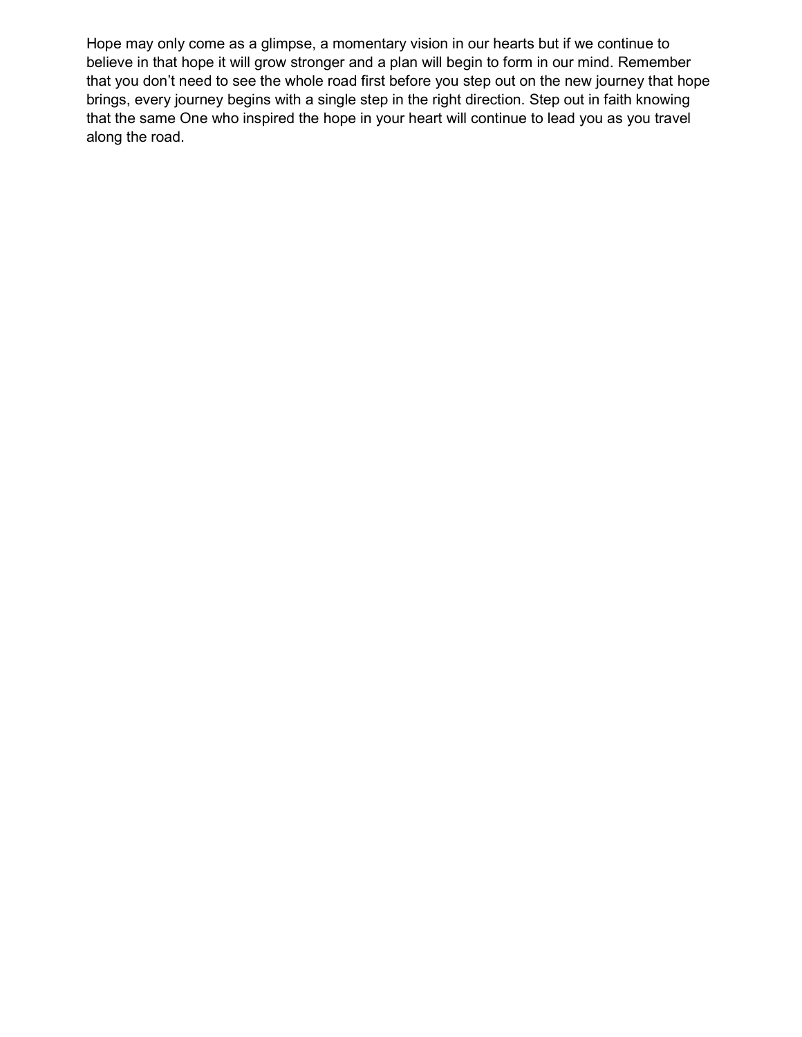Hope may only come as a glimpse, a momentary vision in our hearts but if we continue to believe in that hope it will grow stronger and a plan will begin to form in our mind. Remember that you don't need to see the whole road first before you step out on the new journey that hope brings, every journey begins with a single step in the right direction. Step out in faith knowing that the same One who inspired the hope in your heart will continue to lead you as you travel along the road.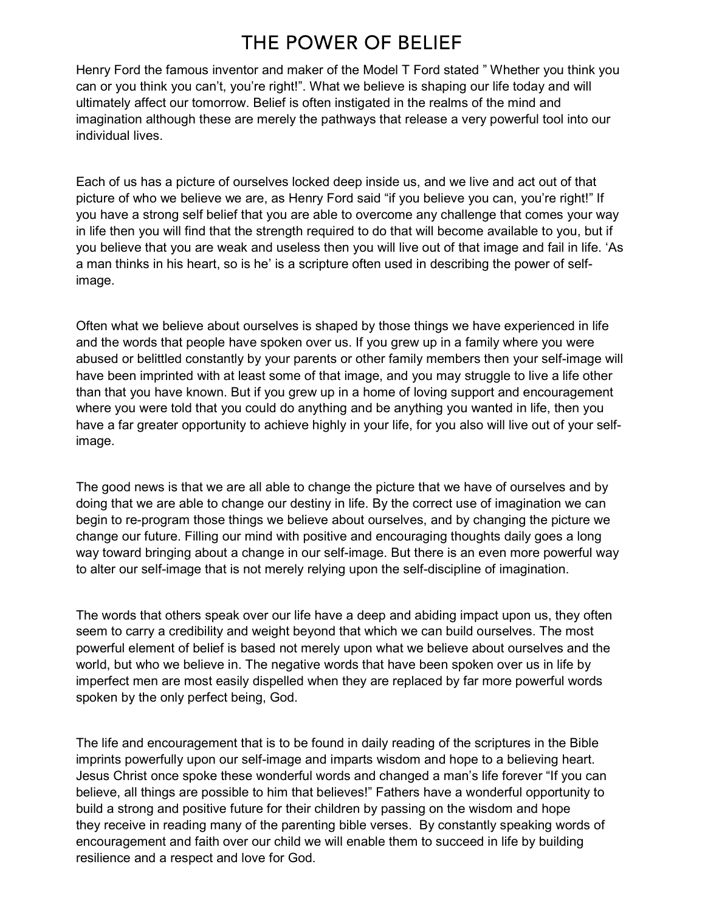# THE POWER OF BELIEF

Henry Ford the famous inventor and maker of the Model T Ford stated " Whether you think you can or you think you can't, you're right!". What we believe is shaping our life today and will ultimately affect our tomorrow. Belief is often instigated in the realms of the mind and imagination although these are merely the pathways that release a very powerful tool into our individual lives.

Each of us has a picture of ourselves locked deep inside us, and we live and act out of that picture of who we believe we are, as Henry Ford said "if you believe you can, you're right!" If you have a strong self belief that you are able to overcome any challenge that comes your way in life then you will find that the strength required to do that will become available to you, but if you believe that you are weak and useless then you will live out of that image and fail in life. 'As a man thinks in his heart, so is he' is a scripture often used in describing the power of self-image.

Often what we believe about ourselves is shaped by those things we have experienced in life and the words that people have spoken over us. If you grew up in a family where you were abused or belittled constantly by your parents or other family members then your self-image will have been imprinted with at least some of that image, and you may struggle to live a life other than that you have known. But if you grew up in a home of loving support and encouragement where you were told that you could do anything and be anything you wanted in life, then you have a far greater opportunity to achieve highly in your life, for you also will live out of your self-image.

The good news is that we are all able to change the picture that we have of ourselves and by doing that we are able to change our destiny in life. By the correct use of imagination we can begin to re-program those things we believe about ourselves, and by changing the picture we change our future. Filling our mind with positive and encouraging thoughts daily goes a long way toward bringing about a change in our self-image. But there is an even more powerful way to alter our self-image that is not merely relying upon the self-discipline of imagination.

The words that others speak over our life have a deep and abiding impact upon us, they often seem to carry a credibility and weight beyond that which we can build ourselves. The most powerful element of belief is based not merely upon what we believe about ourselves and the world, but who we believe in. The negative words that have been spoken over us in life by imperfect men are most easily dispelled when they are replaced by far more powerful words spoken by the only perfect being, God.

The life and encouragement that is to be found in daily reading of the scriptures in the Bible imprints powerfully upon our self-image and imparts wisdom and hope to a believing heart. Jesus Christ once spoke these wonderful words and changed a man's life forever "If you can believe, all things are possible to him that believes!" Fathers have a wonderful opportunity to build a strong and positive future for their children by passing on the wisdom and hope they receive in reading many of the parenting bible verses. By constantly speaking words of encouragement and faith over our child we will enable them to succeed in life by building resilience and a respect and love for God.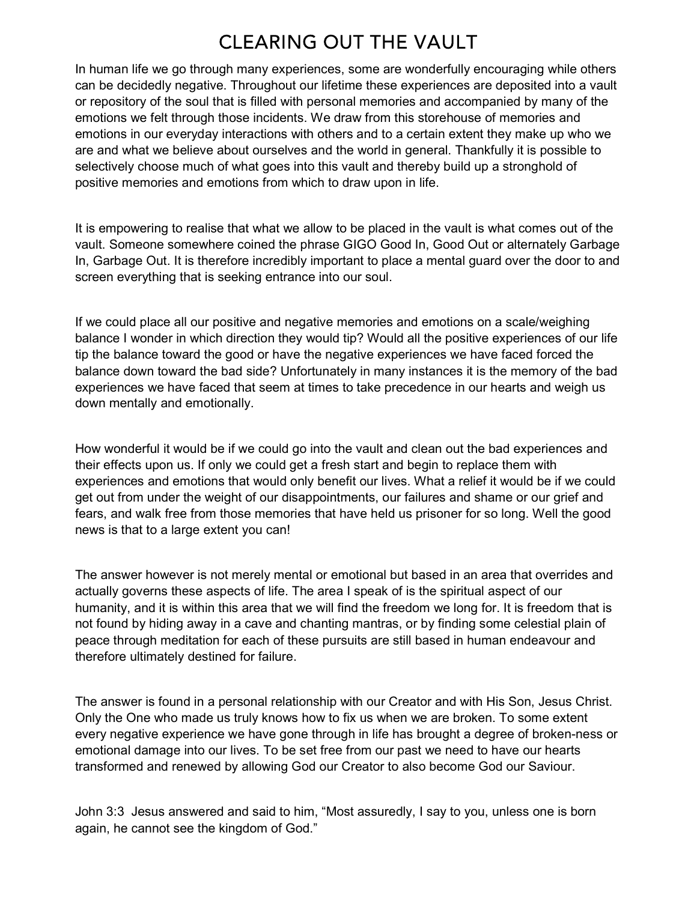# CLEARING OUT THE VAULT

In human life we go through many experiences, some are wonderfully encouraging while others can be decidedly negative. Throughout our lifetime these experiences are deposited into a vault or repository of the soul that is filled with personal memories and accompanied by many of the emotions we felt through those incidents. We draw from this storehouse of memories and emotions in our everyday interactions with others and to a certain extent they make up who we are and what we believe about ourselves and the world in general. Thankfully it is possible to selectively choose much of what goes into this vault and thereby build up a stronghold of positive memories and emotions from which to draw upon in life.

It is empowering to realise that what we allow to be placed in the vault is what comes out of the vault. Someone somewhere coined the phrase GIGO Good In, Good Out or alternately Garbage In, Garbage Out. It is therefore incredibly important to place a mental guard over the door to and screen everything that is seeking entrance into our soul.

If we could place all our positive and negative memories and emotions on a scale/weighing balance I wonder in which direction they would tip? Would all the positive experiences of our life tip the balance toward the good or have the negative experiences we have faced forced the balance down toward the bad side? Unfortunately in many instances it is the memory of the bad experiences we have faced that seem at times to take precedence in our hearts and weigh us down mentally and emotionally.

How wonderful it would be if we could go into the vault and clean out the bad experiences and their effects upon us. If only we could get a fresh start and begin to replace them with experiences and emotions that would only benefit our lives. What a relief it would be if we could get out from under the weight of our disappointments, our failures and shame or our grief and fears, and walk free from those memories that have held us prisoner for so long. Well the good news is that to a large extent you can!

The answer however is not merely mental or emotional but based in an area that overrides and actually governs these aspects of life. The area I speak of is the spiritual aspect of our humanity, and it is within this area that we will find the freedom we long for. It is freedom that is not found by hiding away in a cave and chanting mantras, or by finding some celestial plain of peace through meditation for each of these pursuits are still based in human endeavour and therefore ultimately destined for failure.

The answer is found in a personal relationship with our Creator and with His Son, Jesus Christ. Only the One who made us truly knows how to fix us when we are broken. To some extent every negative experience we have gone through in life has brought a degree of broken-ness or emotional damage into our lives. To be set free from our past we need to have our hearts transformed and renewed by allowing God our Creator to also become God our Saviour.

John 3:3 Jesus answered and said to him, "Most assuredly, I say to you, unless one is born again, he cannot see the kingdom of God."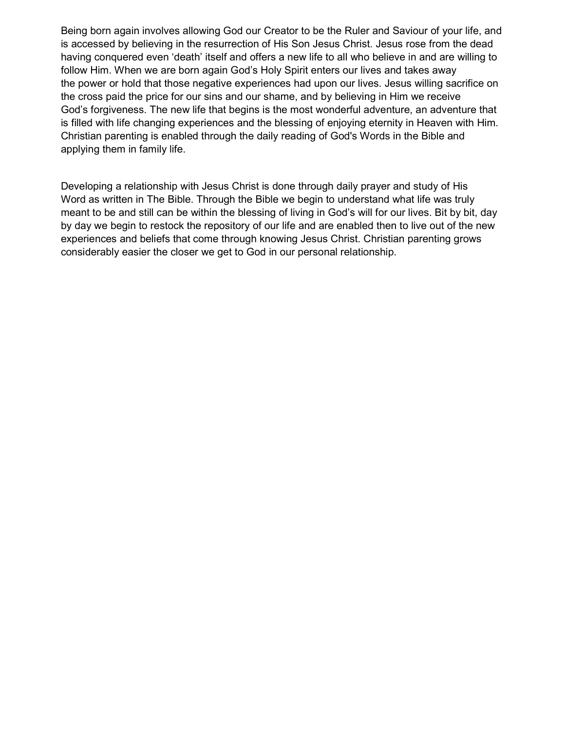Being born again involves allowing God our Creator to be the Ruler and Saviour of your life, and is accessed by believing in the resurrection of His Son Jesus Christ. Jesus rose from the dead having conquered even 'death' itself and offers a new life to all who believe in and are willing to follow Him. When we are born again God's Holy Spirit enters our lives and takes away the power or hold that those negative experiences had upon our lives. Jesus willing sacrifice on the cross paid the price for our sins and our shame, and by believing in Him we receive God's forgiveness. The new life that begins is the most wonderful adventure, an adventure that is filled with life changing experiences and the blessing of enjoying eternity in Heaven with Him. Christian parenting is enabled through the daily reading of God's Words in the Bible and applying them in family life.

Developing a relationship with Jesus Christ is done through daily prayer and study of His Word as written in The Bible. Through the Bible we begin to understand what life was truly meant to be and still can be within the blessing of living in God's will for our lives. Bit by bit, day by day we begin to restock the repository of our life and are enabled then to live out of the new experiences and beliefs that come through knowing Jesus Christ. Christian parenting grows considerably easier the closer we get to God in our personal relationship.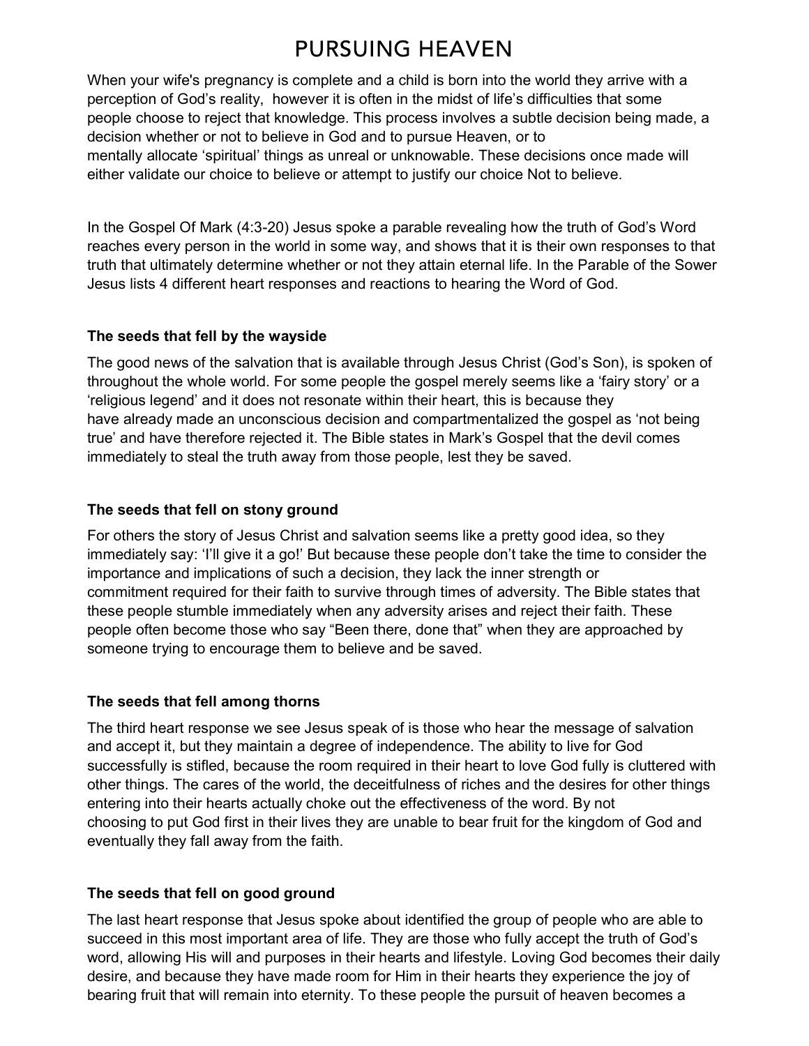# PURSUING HEAVEN

When your wife's pregnancy is complete and a child is born into the world they arrive with a perception of God's reality, however it is often in the midst of life's difficulties that some people choose to reject that knowledge. This process involves a subtle decision being made, a decision whether or not to believe in God and to pursue Heaven, or to mentally allocate 'spiritual' things as unreal or unknowable. These decisions once made will either validate our choice to believe or attempt to justify our choice Not to believe.

In the Gospel Of Mark (4:3-20) Jesus spoke a parable revealing how the truth of God's Word reaches every person in the world in some way, and shows that it is their own responses to that truth that ultimately determine whether or not they attain eternal life. In the Parable of the Sower Jesus lists 4 different heart responses and reactions to hearing the Word of God.

**The seeds that fell by the wayside**

The good news of the salvation that is available through Jesus Christ (God's Son), is spoken of throughout the whole world. For some people the gospel merely seems like a 'fairy story' or a 'religious legend' and it does not resonate within their heart, this is because they have already made an unconscious decision and compartmentalized the gospel as 'not being true' and have therefore rejected it. The Bible states in Mark's Gospel that the devil comes immediately to steal the truth away from those people, lest they be saved.

**The seeds that fell on stony ground**

For others the story of Jesus Christ and salvation seems like a pretty good idea, so they immediately say: 'I'll give it a go!' But because these people don't take the time to consider the importance and implications of such a decision, they lack the inner strength or commitment required for their faith to survive through times of adversity. The Bible states that these people stumble immediately when any adversity arises and reject their faith. These people often become those who say "Been there, done that" when they are approached by someone trying to encourage them to believe and be saved.

**The seeds that fell among thorns**

The third heart response we see Jesus speak of is those who hear the message of salvation and accept it, but they maintain a degree of independence. The ability to live for God successfully is stifled, because the room required in their heart to love God fully is cluttered with other things. The cares of the world, the deceitfulness of riches and the desires for other things entering into their hearts actually choke out the effectiveness of the word. By not choosing to put God first in their lives they are unable to bear fruit for the kingdom of God and eventually they fall away from the faith.

**The seeds that fell on good ground**

The last heart response that Jesus spoke about identified the group of people who are able to succeed in this most important area of life. They are those who fully accept the truth of God's word, allowing His will and purposes in their hearts and lifestyle. Loving God becomes their daily desire, and because they have made room for Him in their hearts they experience the joy of bearing fruit that will remain into eternity. To these people the pursuit of heaven becomes a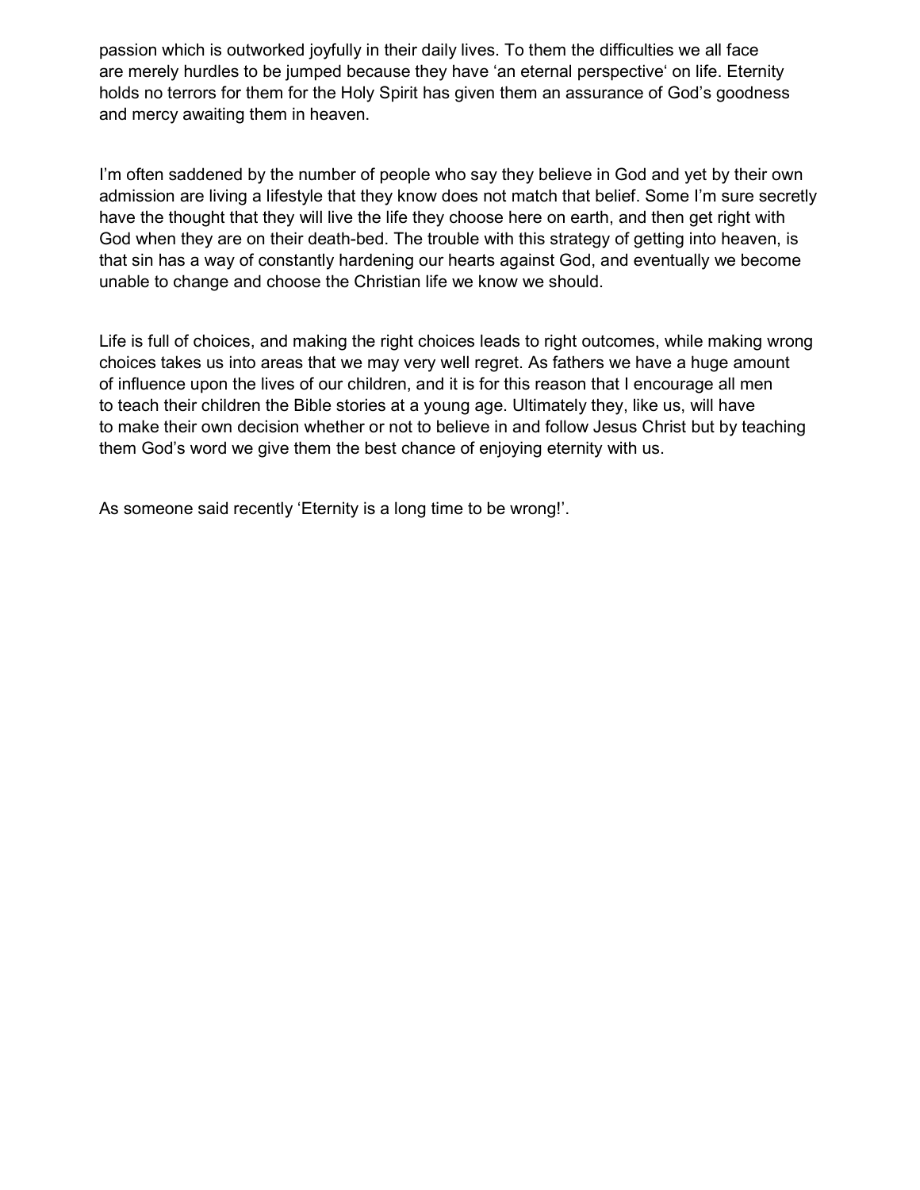passion which is outworked joyfully in their daily lives. To them the difficulties we all face are merely hurdles to be jumped because they have 'an eternal perspective' on life. Eternity holds no terrors for them for the Holy Spirit has given them an assurance of God's goodness and mercy awaiting them in heaven.

I'm often saddened by the number of people who say they believe in God and yet by their own admission are living a lifestyle that they know does not match that belief. Some I'm sure secretly have the thought that they will live the life they choose here on earth, and then get right with God when they are on their death-bed. The trouble with this strategy of getting into heaven, is that sin has a way of constantly hardening our hearts against God, and eventually we become unable to change and choose the Christian life we know we should.

Life is full of choices, and making the right choices leads to right outcomes, while making wrong choices takes us into areas that we may very well regret. As fathers we have a huge amount of influence upon the lives of our children, and it is for this reason that I encourage all men to teach their children the Bible stories at a young age. Ultimately they, like us, will have to make their own decision whether or not to believe in and follow Jesus Christ but by teaching them God's word we give them the best chance of enjoying eternity with us.

As someone said recently 'Eternity is a long time to be wrong!'.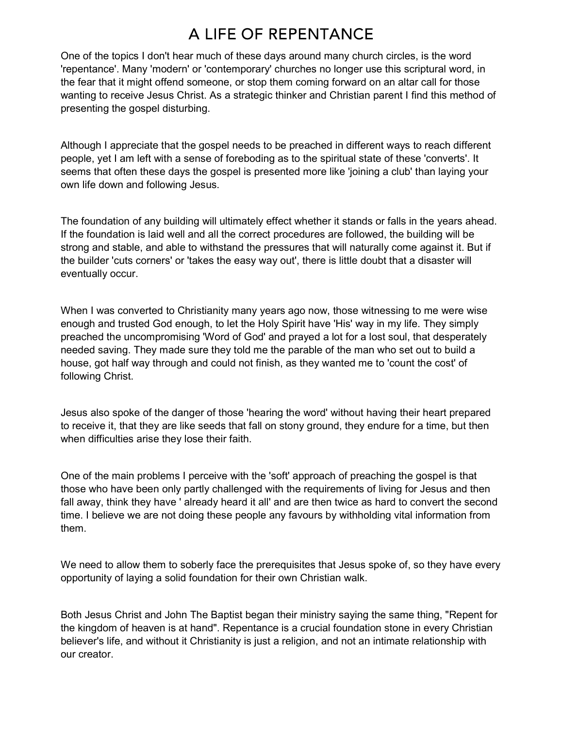# A LIFE OF REPENTANCE

One of the topics I don't hear much of these days around many church circles, is the word 'repentance'. Many 'modern' or 'contemporary' churches no longer use this scriptural word, in the fear that it might offend someone, or stop them coming forward on an altar call for those wanting to receive Jesus Christ. As a strategic thinker and Christian parent I find this method of presenting the gospel disturbing.

Although I appreciate that the gospel needs to be preached in different ways to reach different people, yet I am left with a sense of foreboding as to the spiritual state of these 'converts'. It seems that often these days the gospel is presented more like 'joining a club' than laying your own life down and following Jesus.

The foundation of any building will ultimately effect whether it stands or falls in the years ahead. If the foundation is laid well and all the correct procedures are followed, the building will be strong and stable, and able to withstand the pressures that will naturally come against it. But if the builder 'cuts corners' or 'takes the easy way out', there is little doubt that a disaster will eventually occur.

When I was converted to Christianity many years ago now, those witnessing to me were wise enough and trusted God enough, to let the Holy Spirit have 'His' way in my life. They simply preached the uncompromising 'Word of God' and prayed a lot for a lost soul, that desperately needed saving. They made sure they told me the parable of the man who set out to build a house, got half way through and could not finish, as they wanted me to 'count the cost' of following Christ.

Jesus also spoke of the danger of those 'hearing the word' without having their heart prepared to receive it, that they are like seeds that fall on stony ground, they endure for a time, but then when difficulties arise they lose their faith.

One of the main problems I perceive with the 'soft' approach of preaching the gospel is that those who have been only partly challenged with the requirements of living for Jesus and then fall away, think they have ' already heard it all' and are then twice as hard to convert the second time. I believe we are not doing these people any favours by withholding vital information from them.

We need to allow them to soberly face the prerequisites that Jesus spoke of, so they have every opportunity of laying a solid foundation for their own Christian walk.

Both Jesus Christ and John The Baptist began their ministry saying the same thing, "Repent for the kingdom of heaven is at hand". Repentance is a crucial foundation stone in every Christian believer's life, and without it Christianity is just a religion, and not an intimate relationship with our creator.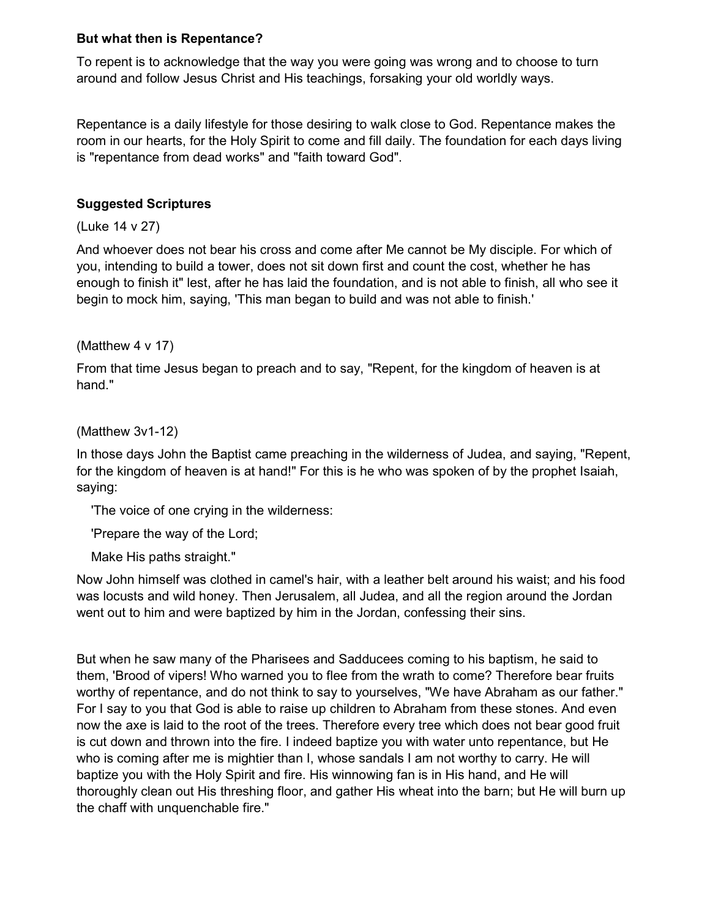**But what then is Repentance?**

To repent is to acknowledge that the way you were going was wrong and to choose to turn around and follow Jesus Christ and His teachings, forsaking your old worldly ways.

Repentance is a daily lifestyle for those desiring to walk close to God. Repentance makes the room in our hearts, for the Holy Spirit to come and fill daily. The foundation for each days living is "repentance from dead works" and "faith toward God".

**Suggested Scriptures**

(Luke 14 v 27)

And whoever does not bear his cross and come after Me cannot be My disciple. For which of you, intending to build a tower, does not sit down first and count the cost, whether he has enough to finish it" lest, after he has laid the foundation, and is not able to finish, all who see it begin to mock him, saying, 'This man began to build and was not able to finish.'

(Matthew 4 v 17)

From that time Jesus began to preach and to say, "Repent, for the kingdom of heaven is at hand."

(Matthew 3v1-12)

In those days John the Baptist came preaching in the wilderness of Judea, and saying, "Repent, for the kingdom of heaven is at hand!" For this is he who was spoken of by the prophet Isaiah, saying:

'The voice of one crying in the wilderness:

'Prepare the way of the Lord;

Make His paths straight."

Now John himself was clothed in camel's hair, with a leather belt around his waist; and his food was locusts and wild honey. Then Jerusalem, all Judea, and all the region around the Jordan went out to him and were baptized by him in the Jordan, confessing their sins.

But when he saw many of the Pharisees and Sadducees coming to his baptism, he said to them, 'Brood of vipers! Who warned you to flee from the wrath to come? Therefore bear fruits worthy of repentance, and do not think to say to yourselves, "We have Abraham as our father." For I say to you that God is able to raise up children to Abraham from these stones. And even now the axe is laid to the root of the trees. Therefore every tree which does not bear good fruit is cut down and thrown into the fire. I indeed baptize you with water unto repentance, but He who is coming after me is mightier than I, whose sandals I am not worthy to carry. He will baptize you with the Holy Spirit and fire. His winnowing fan is in His hand, and He will thoroughly clean out His threshing floor, and gather His wheat into the barn; but He will burn up the chaff with unquenchable fire."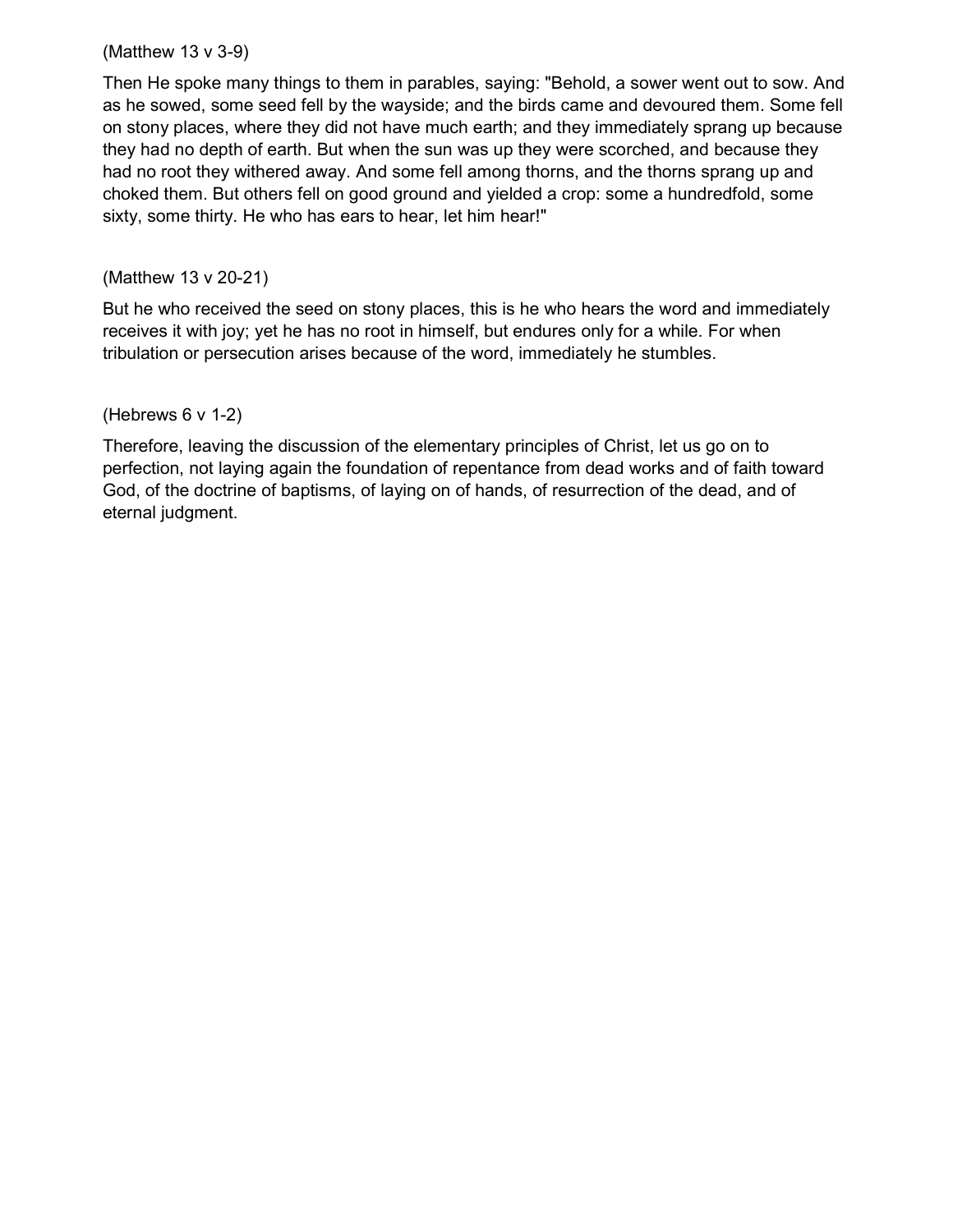(Matthew 13 v 3-9)

Then He spoke many things to them in parables, saying: "Behold, a sower went out to sow. And as he sowed, some seed fell by the wayside; and the birds came and devoured them. Some fell on stony places, where they did not have much earth; and they immediately sprang up because they had no depth of earth. But when the sun was up they were scorched, and because they had no root they withered away. And some fell among thorns, and the thorns sprang up and choked them. But others fell on good ground and yielded a crop: some a hundredfold, some sixty, some thirty. He who has ears to hear, let him hear!"

(Matthew 13 v 20-21)

But he who received the seed on stony places, this is he who hears the word and immediately receives it with joy; yet he has no root in himself, but endures only for a while. For when tribulation or persecution arises because of the word, immediately he stumbles.

(Hebrews 6 v 1-2)

Therefore, leaving the discussion of the elementary principles of Christ, let us go on to perfection, not laying again the foundation of repentance from dead works and of faith toward God, of the doctrine of baptisms, of laying on of hands, of resurrection of the dead, and of eternal judgment.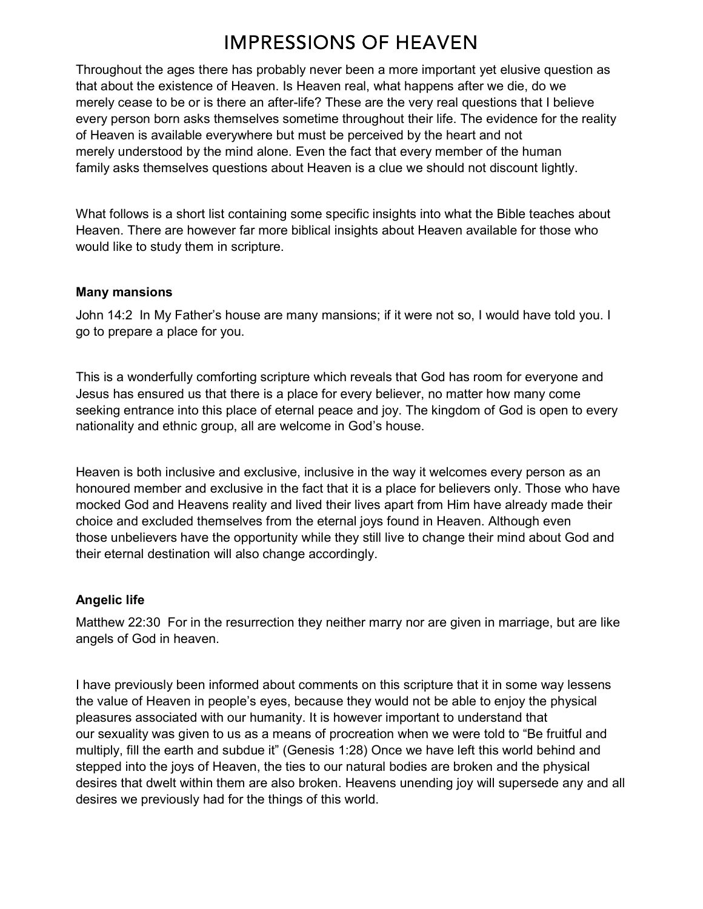# IMPRESSIONS OF HEAVEN

Throughout the ages there has probably never been a more important yet elusive question as that about the existence of Heaven. Is Heaven real, what happens after we die, do we merely cease to be or is there an after-life? These are the very real questions that I believe every person born asks themselves sometime throughout their life. The evidence for the reality of Heaven is available everywhere but must be perceived by the heart and not merely understood by the mind alone. Even the fact that every member of the human family asks themselves questions about Heaven is a clue we should not discount lightly.

What follows is a short list containing some specific insights into what the Bible teaches about Heaven. There are however far more biblical insights about Heaven available for those who would like to study them in scripture.

**Many mansions**

John 14:2 In My Father's house are many mansions; if it were not so, I would have told you. I go to prepare a place for you.

This is a wonderfully comforting scripture which reveals that God has room for everyone and Jesus has ensured us that there is a place for every believer, no matter how many come seeking entrance into this place of eternal peace and joy. The kingdom of God is open to every nationality and ethnic group, all are welcome in God's house.

Heaven is both inclusive and exclusive, inclusive in the way it welcomes every person as an honoured member and exclusive in the fact that it is a place for believers only. Those who have mocked God and Heavens reality and lived their lives apart from Him have already made their choice and excluded themselves from the eternal joys found in Heaven. Although even those unbelievers have the opportunity while they still live to change their mind about God and their eternal destination will also change accordingly.

**Angelic life**

Matthew 22:30 For in the resurrection they neither marry nor are given in marriage, but are like angels of God in heaven.

I have previously been informed about comments on this scripture that it in some way lessens the value of Heaven in people's eyes, because they would not be able to enjoy the physical pleasures associated with our humanity. It is however important to understand that our sexuality was given to us as a means of procreation when we were told to "Be fruitful and multiply, fill the earth and subdue it" (Genesis 1:28) Once we have left this world behind and stepped into the joys of Heaven, the ties to our natural bodies are broken and the physical desires that dwelt within them are also broken. Heavens unending joy will supersede any and all desires we previously had for the things of this world.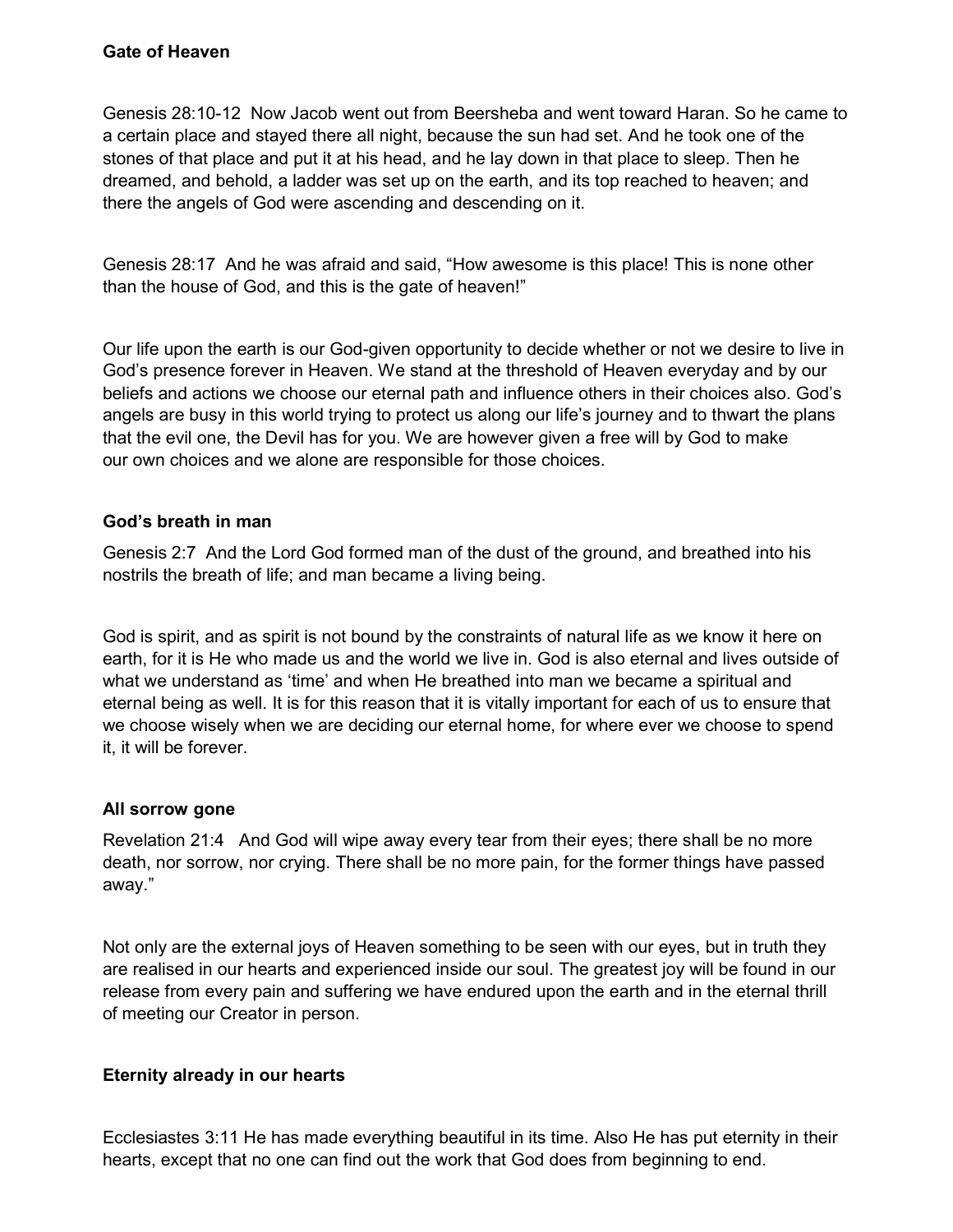**Gate of Heaven**

Genesis 28:10-12 Now Jacob went out from Beersheba and went toward Haran. So he came to a certain place and stayed there all night, because the sun had set. And he took one of the stones of that place and put it at his head, and he lay down in that place to sleep. Then he dreamed, and behold, a ladder was set up on the earth, and its top reached to heaven; and there the angels of God were ascending and descending on it.

Genesis 28:17 And he was afraid and said, "How awesome is this place! This is none other than the house of God, and this is the gate of heaven!"

Our life upon the earth is our God-given opportunity to decide whether or not we desire to live in God's presence forever in Heaven. We stand at the threshold of Heaven everyday and by our beliefs and actions we choose our eternal path and influence others in their choices also. God's angels are busy in this world trying to protect us along our life's journey and to thwart the plans that the evil one, the Devil has for you. We are however given a free will by God to make our own choices and we alone are responsible for those choices.

**God's breath in man**

Genesis 2:7 And the Lord God formed man of the dust of the ground, and breathed into his nostrils the breath of life; and man became a living being.

God is spirit, and as spirit is not bound by the constraints of natural life as we know it here on earth, for it is He who made us and the world we live in. God is also eternal and lives outside of what we understand as 'time' and when He breathed into man we became a spiritual and eternal being as well. It is for this reason that it is vitally important for each of us to ensure that we choose wisely when we are deciding our eternal home, for where ever we choose to spend it, it will be forever.

**All sorrow gone**

Revelation 21:4 And God will wipe away every tear from their eyes; there shall be no more death, nor sorrow, nor crying. There shall be no more pain, for the former things have passed away."

Not only are the external joys of Heaven something to be seen with our eyes, but in truth they are realised in our hearts and experienced inside our soul. The greatest joy will be found in our release from every pain and suffering we have endured upon the earth and in the eternal thrill of meeting our Creator in person.

**Eternity already in our hearts**

Ecclesiastes 3:11 He has made everything beautiful in its time. Also He has put eternity in their hearts, except that no one can find out the work that God does from beginning to end.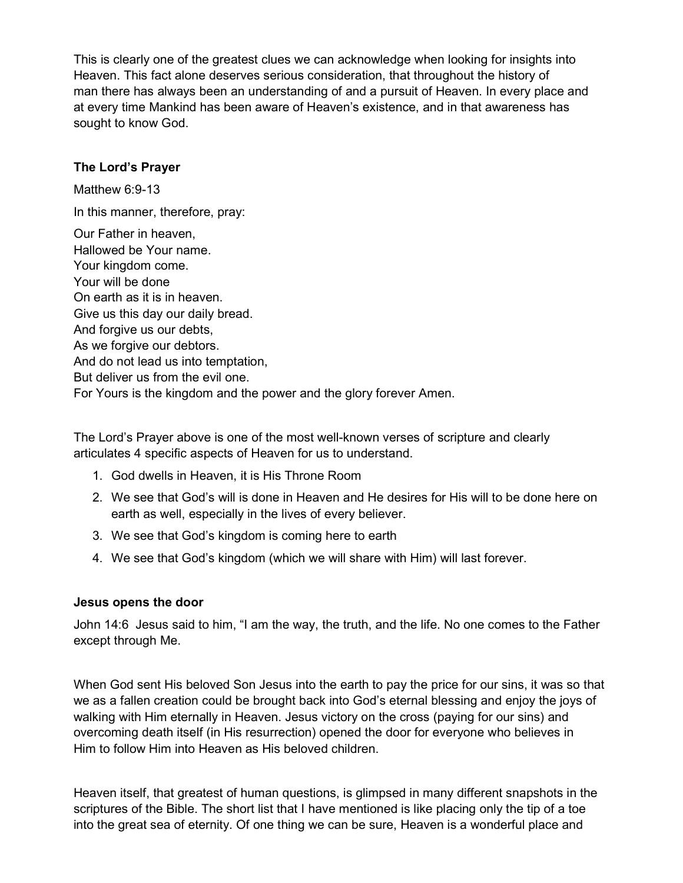This is clearly one of the greatest clues we can acknowledge when looking for insights into Heaven. This fact alone deserves serious consideration, that throughout the history of man there has always been an understanding of and a pursuit of Heaven. In every place and at every time Mankind has been aware of Heaven's existence, and in that awareness has sought to know God.

**The Lord's Prayer**

Matthew 6:9-13

In this manner, therefore, pray:

Our Father in heaven,
Hallowed be Your name.
Your kingdom come.
Your will be done
On earth as it is in heaven.
Give us this day our daily bread.
And forgive us our debts,
As we forgive our debtors.
And do not lead us into temptation,
But deliver us from the evil one.
For Yours is the kingdom and the power and the glory forever Amen.

The Lord's Prayer above is one of the most well-known verses of scripture and clearly articulates 4 specific aspects of Heaven for us to understand.

1. God dwells in Heaven, it is His Throne Room
2. We see that God's will is done in Heaven and He desires for His will to be done here on earth as well, especially in the lives of every believer.
3. We see that God's kingdom is coming here to earth
4. We see that God's kingdom (which we will share with Him) will last forever.

**Jesus opens the door**

John 14:6 Jesus said to him, "I am the way, the truth, and the life. No one comes to the Father except through Me.

When God sent His beloved Son Jesus into the earth to pay the price for our sins, it was so that we as a fallen creation could be brought back into God's eternal blessing and enjoy the joys of walking with Him eternally in Heaven. Jesus victory on the cross (paying for our sins) and overcoming death itself (in His resurrection) opened the door for everyone who believes in Him to follow Him into Heaven as His beloved children.

Heaven itself, that greatest of human questions, is glimpsed in many different snapshots in the scriptures of the Bible. The short list that I have mentioned is like placing only the tip of a toe into the great sea of eternity. Of one thing we can be sure, Heaven is a wonderful place and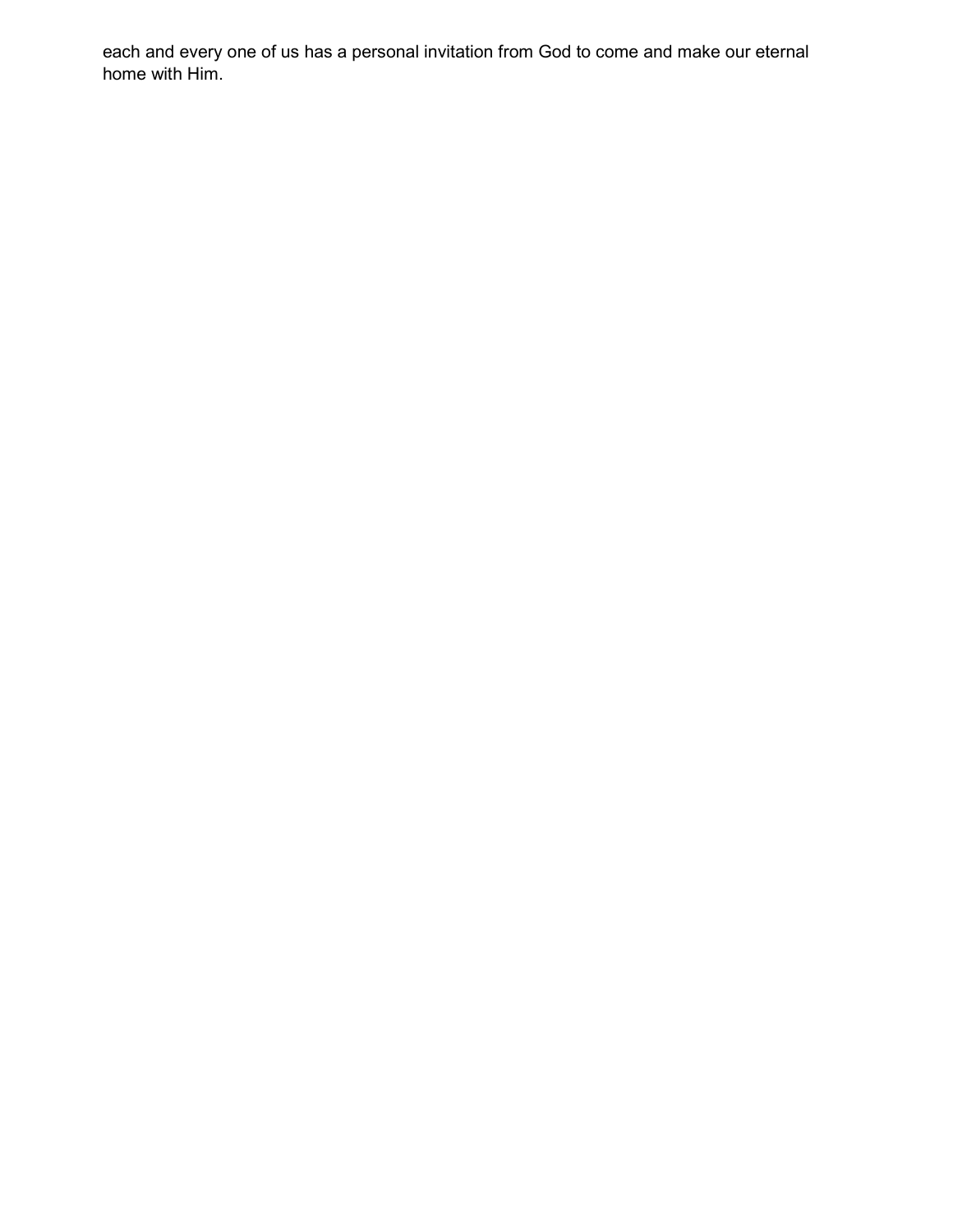each and every one of us has a personal invitation from God to come and make our eternal home with Him.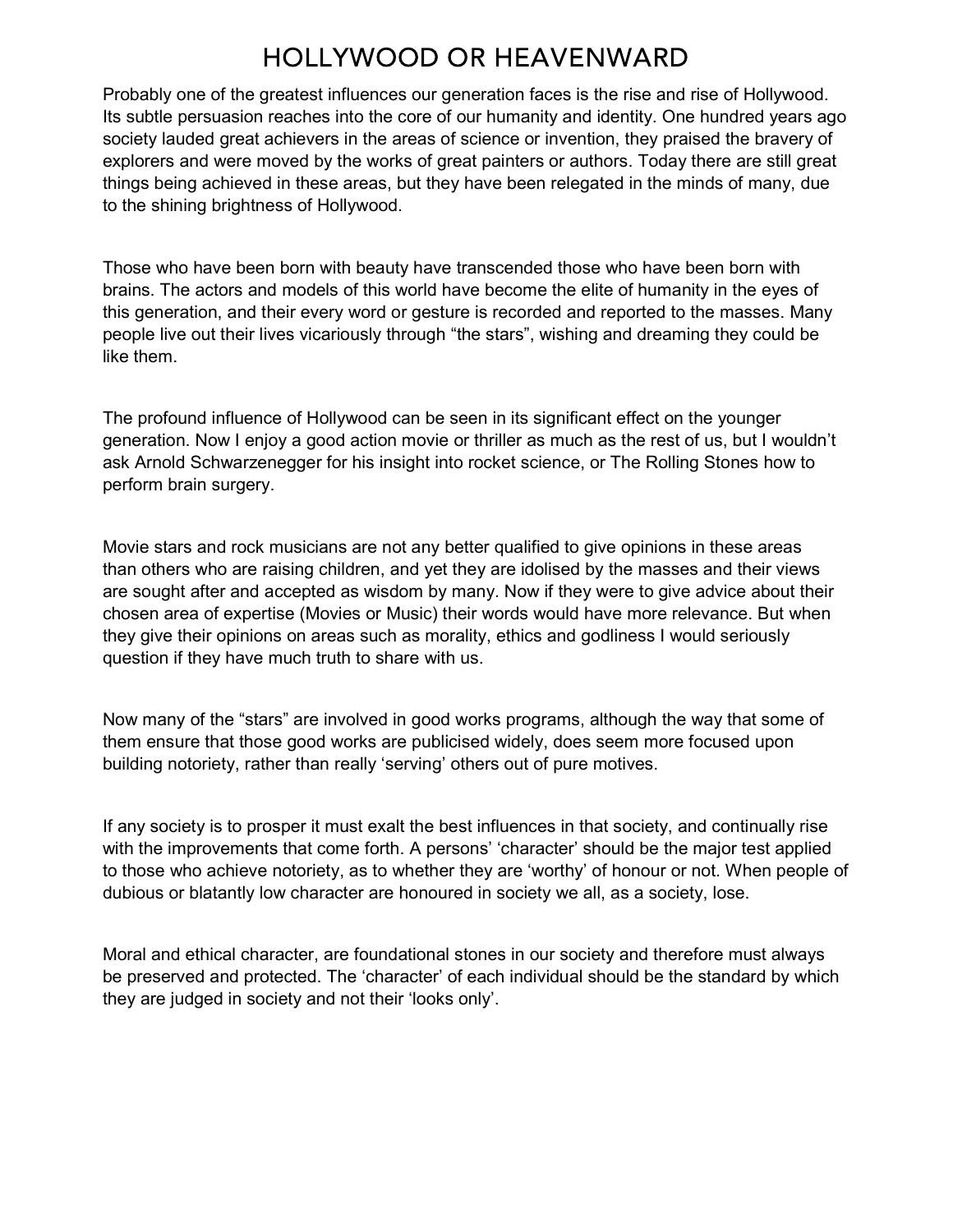# HOLLYWOOD OR HEAVENWARD

Probably one of the greatest influences our generation faces is the rise and rise of Hollywood. Its subtle persuasion reaches into the core of our humanity and identity. One hundred years ago society lauded great achievers in the areas of science or invention, they praised the bravery of explorers and were moved by the works of great painters or authors. Today there are still great things being achieved in these areas, but they have been relegated in the minds of many, due to the shining brightness of Hollywood.

Those who have been born with beauty have transcended those who have been born with brains. The actors and models of this world have become the elite of humanity in the eyes of this generation, and their every word or gesture is recorded and reported to the masses. Many people live out their lives vicariously through “the stars”, wishing and dreaming they could be like them.

The profound influence of Hollywood can be seen in its significant effect on the younger generation. Now I enjoy a good action movie or thriller as much as the rest of us, but I wouldn’t ask Arnold Schwarzenegger for his insight into rocket science, or The Rolling Stones how to perform brain surgery.

Movie stars and rock musicians are not any better qualified to give opinions in these areas than others who are raising children, and yet they are idolised by the masses and their views are sought after and accepted as wisdom by many. Now if they were to give advice about their chosen area of expertise (Movies or Music) their words would have more relevance. But when they give their opinions on areas such as morality, ethics and godliness I would seriously question if they have much truth to share with us.

Now many of the “stars” are involved in good works programs, although the way that some of them ensure that those good works are publicised widely, does seem more focused upon building notoriety, rather than really ‘serving’ others out of pure motives.

If any society is to prosper it must exalt the best influences in that society, and continually rise with the improvements that come forth. A persons’ ‘character’ should be the major test applied to those who achieve notoriety, as to whether they are ‘worthy’ of honour or not. When people of dubious or blatantly low character are honoured in society we all, as a society, lose.

Moral and ethical character, are foundational stones in our society and therefore must always be preserved and protected. The ‘character’ of each individual should be the standard by which they are judged in society and not their ‘looks only’.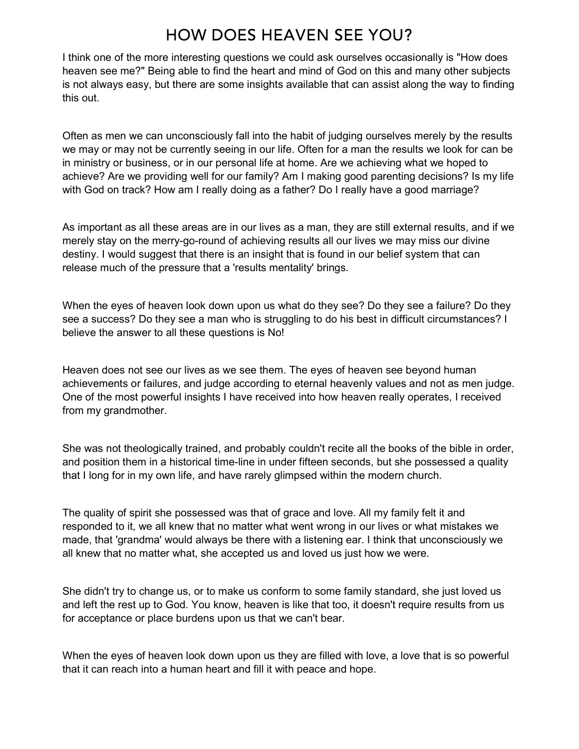# HOW DOES HEAVEN SEE YOU?

I think one of the more interesting questions we could ask ourselves occasionally is "How does heaven see me?" Being able to find the heart and mind of God on this and many other subjects is not always easy, but there are some insights available that can assist along the way to finding this out.

Often as men we can unconsciously fall into the habit of judging ourselves merely by the results we may or may not be currently seeing in our life. Often for a man the results we look for can be in ministry or business, or in our personal life at home. Are we achieving what we hoped to achieve? Are we providing well for our family? Am I making good parenting decisions? Is my life with God on track? How am I really doing as a father? Do I really have a good marriage?

As important as all these areas are in our lives as a man, they are still external results, and if we merely stay on the merry-go-round of achieving results all our lives we may miss our divine destiny. I would suggest that there is an insight that is found in our belief system that can release much of the pressure that a 'results mentality' brings.

When the eyes of heaven look down upon us what do they see? Do they see a failure? Do they see a success? Do they see a man who is struggling to do his best in difficult circumstances? I believe the answer to all these questions is No!

Heaven does not see our lives as we see them. The eyes of heaven see beyond human achievements or failures, and judge according to eternal heavenly values and not as men judge. One of the most powerful insights I have received into how heaven really operates, I received from my grandmother.

She was not theologically trained, and probably couldn't recite all the books of the bible in order, and position them in a historical time-line in under fifteen seconds, but she possessed a quality that I long for in my own life, and have rarely glimpsed within the modern church.

The quality of spirit she possessed was that of grace and love. All my family felt it and responded to it, we all knew that no matter what went wrong in our lives or what mistakes we made, that 'grandma' would always be there with a listening ear. I think that unconsciously we all knew that no matter what, she accepted us and loved us just how we were.

She didn't try to change us, or to make us conform to some family standard, she just loved us and left the rest up to God. You know, heaven is like that too, it doesn't require results from us for acceptance or place burdens upon us that we can't bear.

When the eyes of heaven look down upon us they are filled with love, a love that is so powerful that it can reach into a human heart and fill it with peace and hope.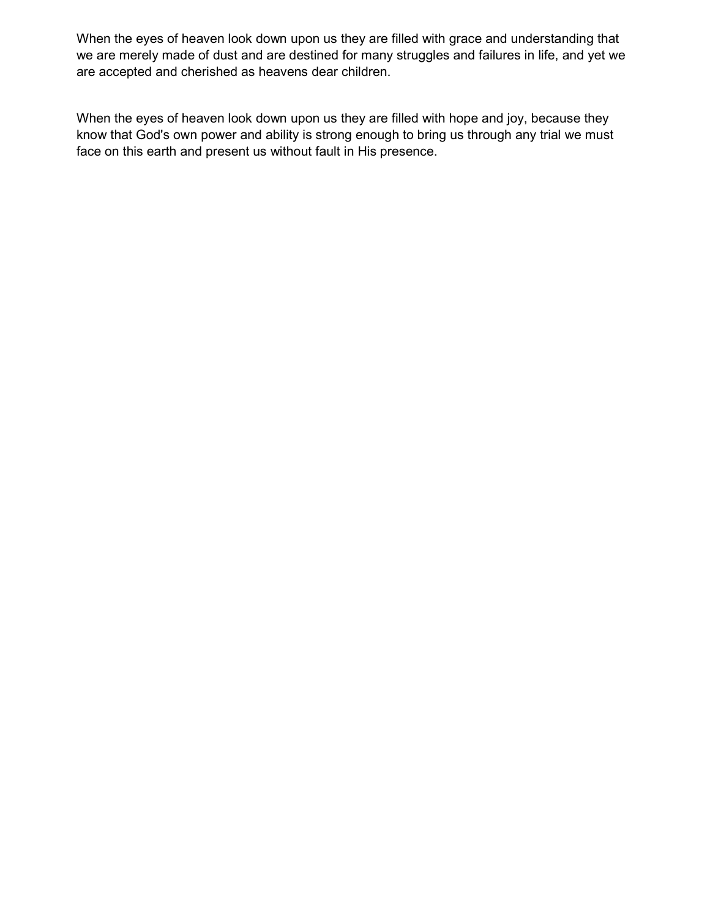When the eyes of heaven look down upon us they are filled with grace and understanding that we are merely made of dust and are destined for many struggles and failures in life, and yet we are accepted and cherished as heavens dear children.

When the eyes of heaven look down upon us they are filled with hope and joy, because they know that God's own power and ability is strong enough to bring us through any trial we must face on this earth and present us without fault in His presence.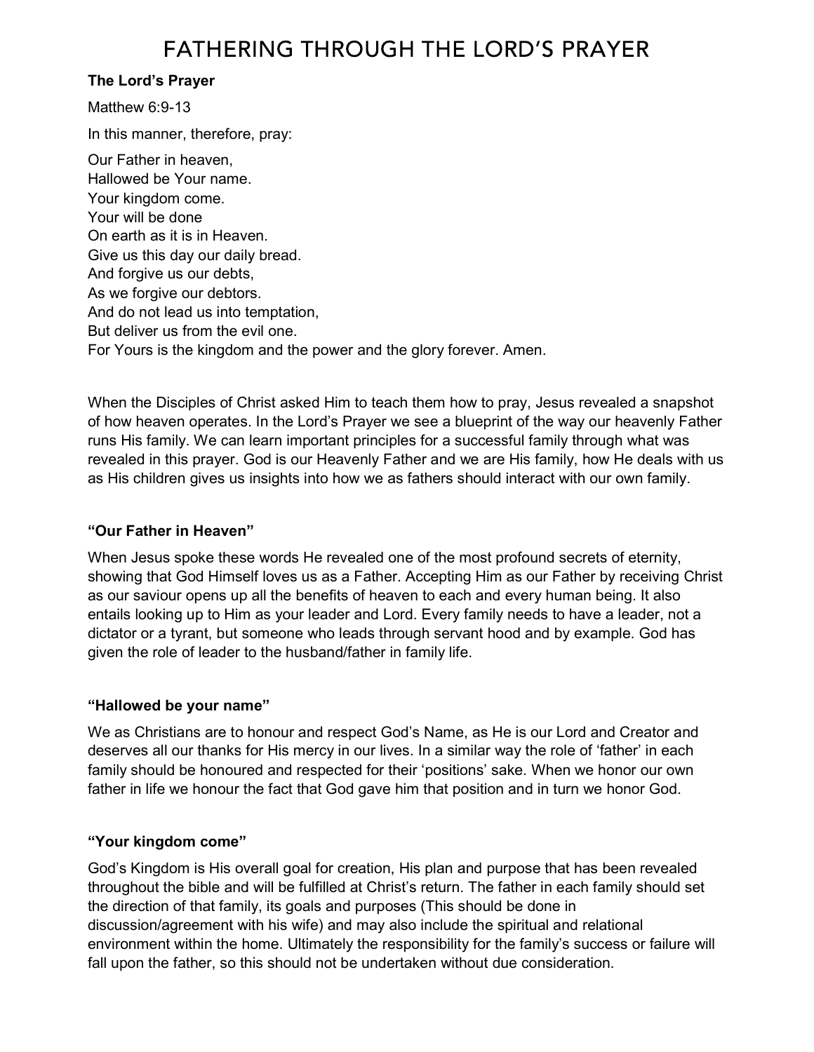# FATHERING THROUGH THE LORD'S PRAYER

**The Lord's Prayer**

Matthew 6:9-13

In this manner, therefore, pray:

Our Father in heaven,
Hallowed be Your name.
Your kingdom come.
Your will be done
On earth as it is in Heaven.
Give us this day our daily bread.
And forgive us our debts,
As we forgive our debtors.
And do not lead us into temptation,
But deliver us from the evil one.
For Yours is the kingdom and the power and the glory forever. Amen.

When the Disciples of Christ asked Him to teach them how to pray, Jesus revealed a snapshot of how heaven operates. In the Lord's Prayer we see a blueprint of the way our heavenly Father runs His family. We can learn important principles for a successful family through what was revealed in this prayer. God is our Heavenly Father and we are His family, how He deals with us as His children gives us insights into how we as fathers should interact with our own family.

### "Our Father in Heaven"

When Jesus spoke these words He revealed one of the most profound secrets of eternity, showing that God Himself loves us as a Father. Accepting Him as our Father by receiving Christ as our saviour opens up all the benefits of heaven to each and every human being. It also entails looking up to Him as your leader and Lord. Every family needs to have a leader, not a dictator or a tyrant, but someone who leads through servant hood and by example. God has given the role of leader to the husband/father in family life.

### "Hallowed be your name"

We as Christians are to honour and respect God's Name, as He is our Lord and Creator and deserves all our thanks for His mercy in our lives. In a similar way the role of 'father' in each family should be honoured and respected for their 'positions' sake. When we honor our own father in life we honour the fact that God gave him that position and in turn we honor God.

### "Your kingdom come"

God's Kingdom is His overall goal for creation, His plan and purpose that has been revealed throughout the bible and will be fulfilled at Christ's return. The father in each family should set the direction of that family, its goals and purposes (This should be done in discussion/agreement with his wife) and may also include the spiritual and relational environment within the home. Ultimately the responsibility for the family's success or failure will fall upon the father, so this should not be undertaken without due consideration.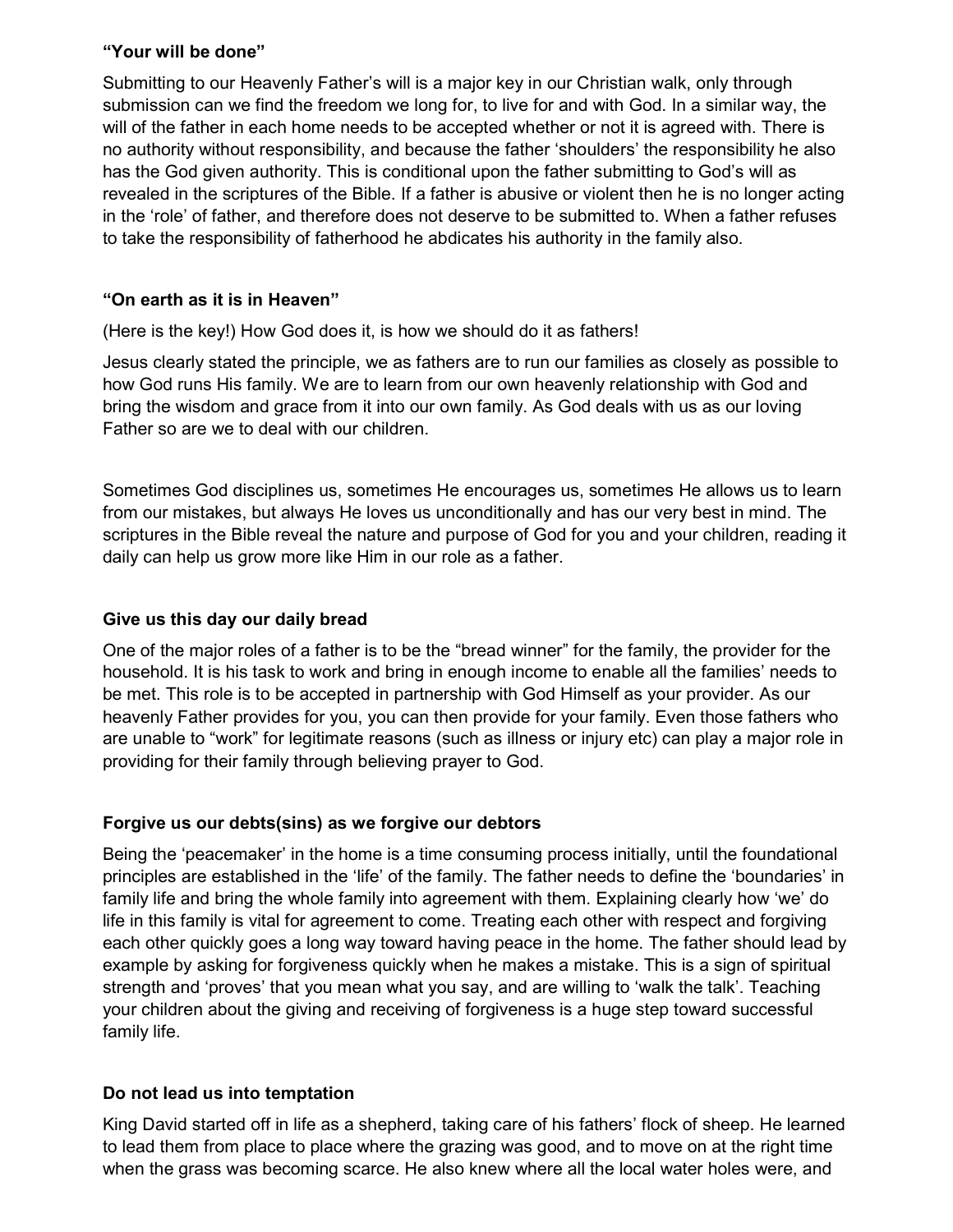**“Your will be done”**

Submitting to our Heavenly Father’s will is a major key in our Christian walk, only through submission can we find the freedom we long for, to live for and with God. In a similar way, the will of the father in each home needs to be accepted whether or not it is agreed with. There is no authority without responsibility, and because the father ‘shoulders’ the responsibility he also has the God given authority. This is conditional upon the father submitting to God’s will as revealed in the scriptures of the Bible. If a father is abusive or violent then he is no longer acting in the ‘role’ of father, and therefore does not deserve to be submitted to. When a father refuses to take the responsibility of fatherhood he abdicates his authority in the family also.

**“On earth as it is in Heaven”**

(Here is the key!) How God does it, is how we should do it as fathers!

Jesus clearly stated the principle, we as fathers are to run our families as closely as possible to how God runs His family. We are to learn from our own heavenly relationship with God and bring the wisdom and grace from it into our own family. As God deals with us as our loving Father so are we to deal with our children.

Sometimes God disciplines us, sometimes He encourages us, sometimes He allows us to learn from our mistakes, but always He loves us unconditionally and has our very best in mind. The scriptures in the Bible reveal the nature and purpose of God for you and your children, reading it daily can help us grow more like Him in our role as a father.

**Give us this day our daily bread**

One of the major roles of a father is to be the “bread winner” for the family, the provider for the household. It is his task to work and bring in enough income to enable all the families’ needs to be met. This role is to be accepted in partnership with God Himself as your provider. As our heavenly Father provides for you, you can then provide for your family. Even those fathers who are unable to “work” for legitimate reasons (such as illness or injury etc) can play a major role in providing for their family through believing prayer to God.

**Forgive us our debts(sins) as we forgive our debtors**

Being the ‘peacemaker’ in the home is a time consuming process initially, until the foundational principles are established in the ‘life’ of the family. The father needs to define the ‘boundaries’ in family life and bring the whole family into agreement with them. Explaining clearly how ‘we’ do life in this family is vital for agreement to come. Treating each other with respect and forgiving each other quickly goes a long way toward having peace in the home. The father should lead by example by asking for forgiveness quickly when he makes a mistake. This is a sign of spiritual strength and ‘proves’ that you mean what you say, and are willing to ‘walk the talk’. Teaching your children about the giving and receiving of forgiveness is a huge step toward successful family life.

**Do not lead us into temptation**

King David started off in life as a shepherd, taking care of his fathers’ flock of sheep. He learned to lead them from place to place where the grazing was good, and to move on at the right time when the grass was becoming scarce. He also knew where all the local water holes were, and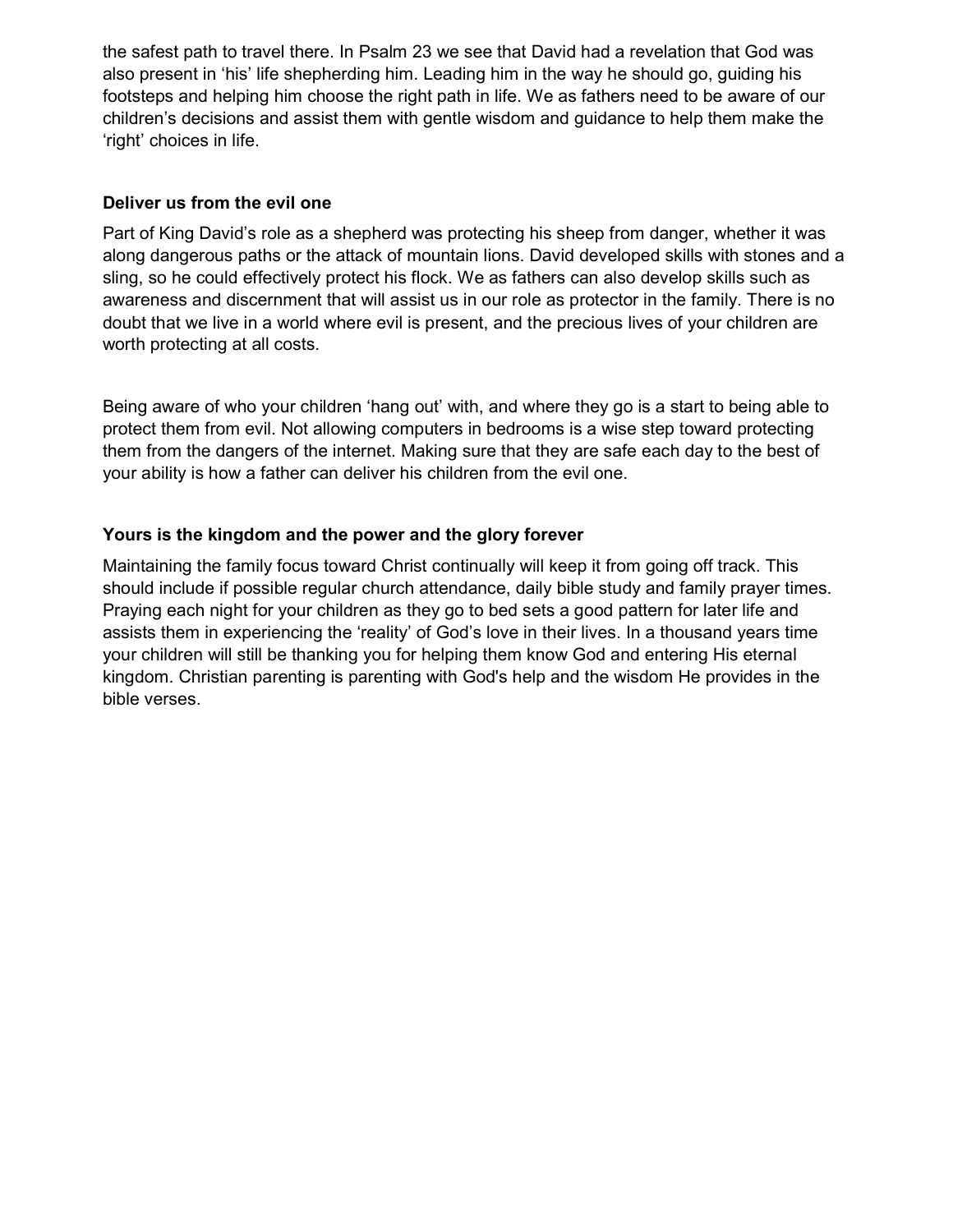the safest path to travel there. In Psalm 23 we see that David had a revelation that God was also present in 'his' life shepherding him. Leading him in the way he should go, guiding his footsteps and helping him choose the right path in life. We as fathers need to be aware of our children's decisions and assist them with gentle wisdom and guidance to help them make the 'right' choices in life.

**Deliver us from the evil one**

Part of King David's role as a shepherd was protecting his sheep from danger, whether it was along dangerous paths or the attack of mountain lions. David developed skills with stones and a sling, so he could effectively protect his flock. We as fathers can also develop skills such as awareness and discernment that will assist us in our role as protector in the family. There is no doubt that we live in a world where evil is present, and the precious lives of your children are worth protecting at all costs.

Being aware of who your children 'hang out' with, and where they go is a start to being able to protect them from evil. Not allowing computers in bedrooms is a wise step toward protecting them from the dangers of the internet. Making sure that they are safe each day to the best of your ability is how a father can deliver his children from the evil one.

**Yours is the kingdom and the power and the glory forever**

Maintaining the family focus toward Christ continually will keep it from going off track. This should include if possible regular church attendance, daily bible study and family prayer times. Praying each night for your children as they go to bed sets a good pattern for later life and assists them in experiencing the 'reality' of God's love in their lives. In a thousand years time your children will still be thanking you for helping them know God and entering His eternal kingdom. Christian parenting is parenting with God's help and the wisdom He provides in the bible verses.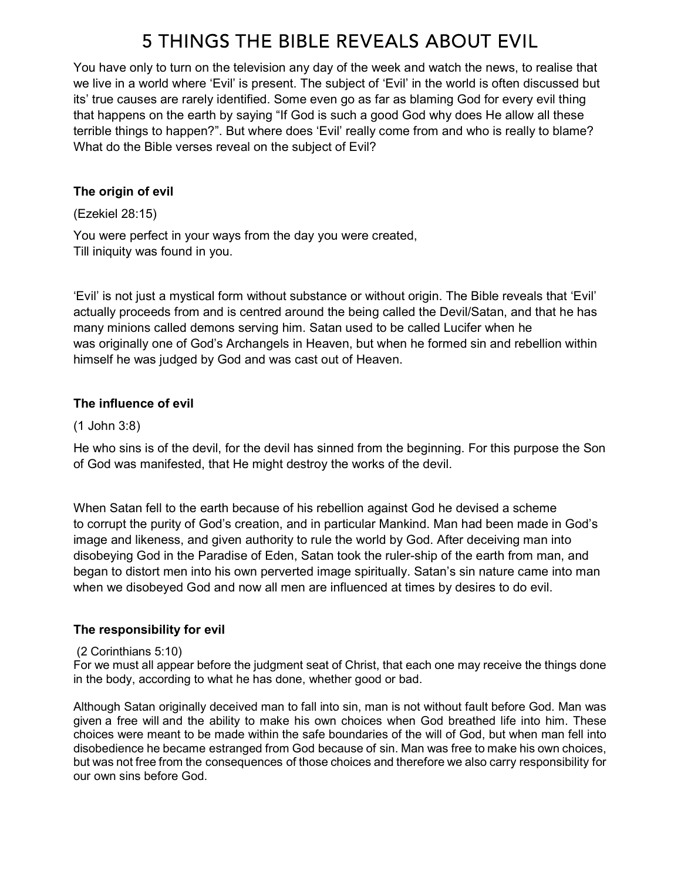# 5 THINGS THE BIBLE REVEALS ABOUT EVIL

You have only to turn on the television any day of the week and watch the news, to realise that we live in a world where 'Evil' is present. The subject of 'Evil' in the world is often discussed but its' true causes are rarely identified. Some even go as far as blaming God for every evil thing that happens on the earth by saying "If God is such a good God why does He allow all these terrible things to happen?". But where does 'Evil' really come from and who is really to blame? What do the Bible verses reveal on the subject of Evil?

### The origin of evil

(Ezekiel 28:15)

You were perfect in your ways from the day you were created,
Till iniquity was found in you.

'Evil' is not just a mystical form without substance or without origin. The Bible reveals that 'Evil' actually proceeds from and is centred around the being called the Devil/Satan, and that he has many minions called demons serving him. Satan used to be called Lucifer when he was originally one of God's Archangels in Heaven, but when he formed sin and rebellion within himself he was judged by God and was cast out of Heaven.

### The influence of evil

(1 John 3:8)

He who sins is of the devil, for the devil has sinned from the beginning. For this purpose the Son of God was manifested, that He might destroy the works of the devil.

When Satan fell to the earth because of his rebellion against God he devised a scheme to corrupt the purity of God's creation, and in particular Mankind. Man had been made in God's image and likeness, and given authority to rule the world by God. After deceiving man into disobeying God in the Paradise of Eden, Satan took the ruler-ship of the earth from man, and began to distort men into his own perverted image spiritually. Satan's sin nature came into man when we disobeyed God and now all men are influenced at times by desires to do evil.

### The responsibility for evil

(2 Corinthians 5:10)
For we must all appear before the judgment seat of Christ, that each one may receive the things done in the body, according to what he has done, whether good or bad.

Although Satan originally deceived man to fall into sin, man is not without fault before God. Man was given a free will and the ability to make his own choices when God breathed life into him. These choices were meant to be made within the safe boundaries of the will of God, but when man fell into disobedience he became estranged from God because of sin. Man was free to make his own choices, but was not free from the consequences of those choices and therefore we also carry responsibility for our own sins before God.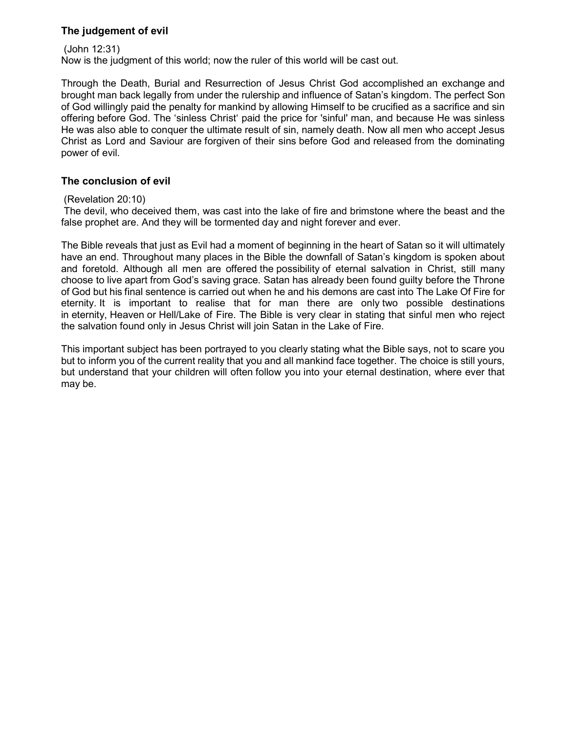### The judgement of evil

(John 12:31)
Now is the judgment of this world; now the ruler of this world will be cast out.

Through the Death, Burial and Resurrection of Jesus Christ God accomplished an exchange and brought man back legally from under the rulership and influence of Satan's kingdom. The perfect Son of God willingly paid the penalty for mankind by allowing Himself to be crucified as a sacrifice and sin offering before God. The 'sinless Christ' paid the price for 'sinful' man, and because He was sinless He was also able to conquer the ultimate result of sin, namely death. Now all men who accept Jesus Christ as Lord and Saviour are forgiven of their sins before God and released from the dominating power of evil.

### The conclusion of evil

(Revelation 20:10)
The devil, who deceived them, was cast into the lake of fire and brimstone where the beast and the false prophet are. And they will be tormented day and night forever and ever.

The Bible reveals that just as Evil had a moment of beginning in the heart of Satan so it will ultimately have an end. Throughout many places in the Bible the downfall of Satan's kingdom is spoken about and foretold. Although all men are offered the possibility of eternal salvation in Christ, still many choose to live apart from God's saving grace. Satan has already been found guilty before the Throne of God but his final sentence is carried out when he and his demons are cast into The Lake Of Fire for eternity. It is important to realise that for man there are only two possible destinations in eternity, Heaven or Hell/Lake of Fire. The Bible is very clear in stating that sinful men who reject the salvation found only in Jesus Christ will join Satan in the Lake of Fire.

This important subject has been portrayed to you clearly stating what the Bible says, not to scare you but to inform you of the current reality that you and all mankind face together. The choice is still yours, but understand that your children will often follow you into your eternal destination, where ever that may be.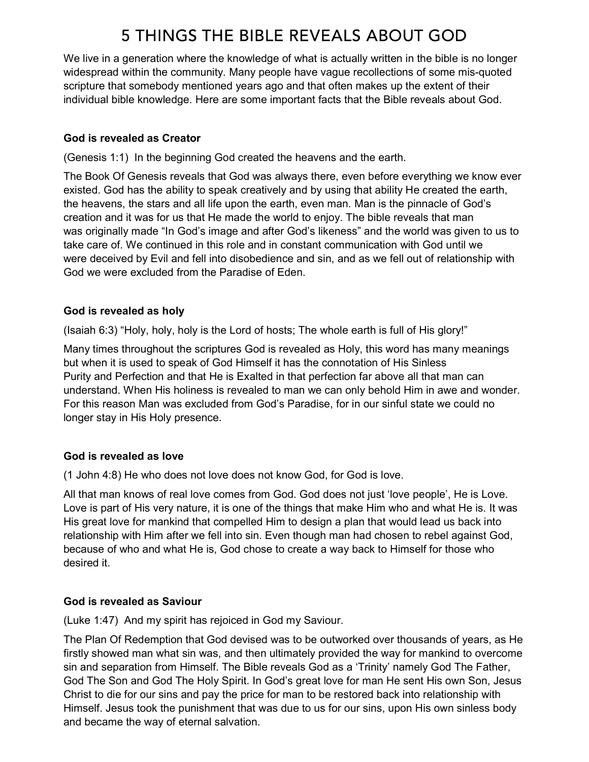# 5 THINGS THE BIBLE REVEALS ABOUT GOD

We live in a generation where the knowledge of what is actually written in the bible is no longer widespread within the community. Many people have vague recollections of some mis-quoted scripture that somebody mentioned years ago and that often makes up the extent of their individual bible knowledge. Here are some important facts that the Bible reveals about God.

**God is revealed as Creator**

(Genesis 1:1) In the beginning God created the heavens and the earth.

The Book Of Genesis reveals that God was always there, even before everything we know ever existed. God has the ability to speak creatively and by using that ability He created the earth, the heavens, the stars and all life upon the earth, even man. Man is the pinnacle of God's creation and it was for us that He made the world to enjoy. The bible reveals that man was originally made "In God's image and after God's likeness" and the world was given to us to take care of. We continued in this role and in constant communication with God until we were deceived by Evil and fell into disobedience and sin, and as we fell out of relationship with God we were excluded from the Paradise of Eden.

**God is revealed as holy**

(Isaiah 6:3) "Holy, holy, holy is the Lord of hosts; The whole earth is full of His glory!"

Many times throughout the scriptures God is revealed as Holy, this word has many meanings but when it is used to speak of God Himself it has the connotation of His Sinless Purity and Perfection and that He is Exalted in that perfection far above all that man can understand. When His holiness is revealed to man we can only behold Him in awe and wonder. For this reason Man was excluded from God's Paradise, for in our sinful state we could no longer stay in His Holy presence.

**God is revealed as love**

(1 John 4:8) He who does not love does not know God, for God is love.

All that man knows of real love comes from God. God does not just 'love people', He is Love. Love is part of His very nature, it is one of the things that make Him who and what He is. It was His great love for mankind that compelled Him to design a plan that would lead us back into relationship with Him after we fell into sin. Even though man had chosen to rebel against God, because of who and what He is, God chose to create a way back to Himself for those who desired it.

**God is revealed as Saviour**

(Luke 1:47) And my spirit has rejoiced in God my Saviour.

The Plan Of Redemption that God devised was to be outworked over thousands of years, as He firstly showed man what sin was, and then ultimately provided the way for mankind to overcome sin and separation from Himself. The Bible reveals God as a 'Trinity' namely God The Father, God The Son and God The Holy Spirit. In God's great love for man He sent His own Son, Jesus Christ to die for our sins and pay the price for man to be restored back into relationship with Himself. Jesus took the punishment that was due to us for our sins, upon His own sinless body and became the way of eternal salvation.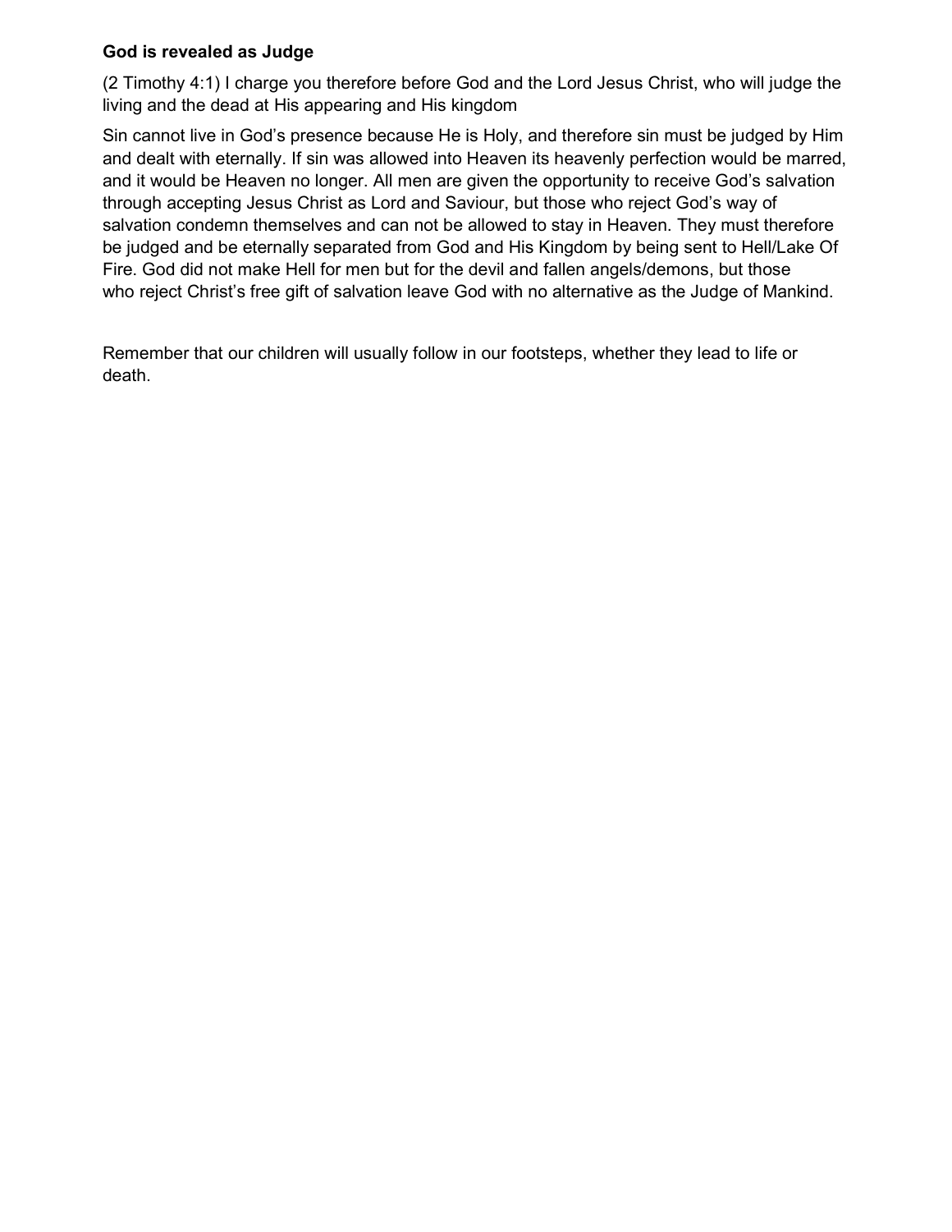**God is revealed as Judge**

(2 Timothy 4:1) I charge you therefore before God and the Lord Jesus Christ, who will judge the living and the dead at His appearing and His kingdom

Sin cannot live in God's presence because He is Holy, and therefore sin must be judged by Him and dealt with eternally. If sin was allowed into Heaven its heavenly perfection would be marred, and it would be Heaven no longer. All men are given the opportunity to receive God's salvation through accepting Jesus Christ as Lord and Saviour, but those who reject God's way of salvation condemn themselves and can not be allowed to stay in Heaven. They must therefore be judged and be eternally separated from God and His Kingdom by being sent to Hell/Lake Of Fire. God did not make Hell for men but for the devil and fallen angels/demons, but those who reject Christ's free gift of salvation leave God with no alternative as the Judge of Mankind.

Remember that our children will usually follow in our footsteps, whether they lead to life or death.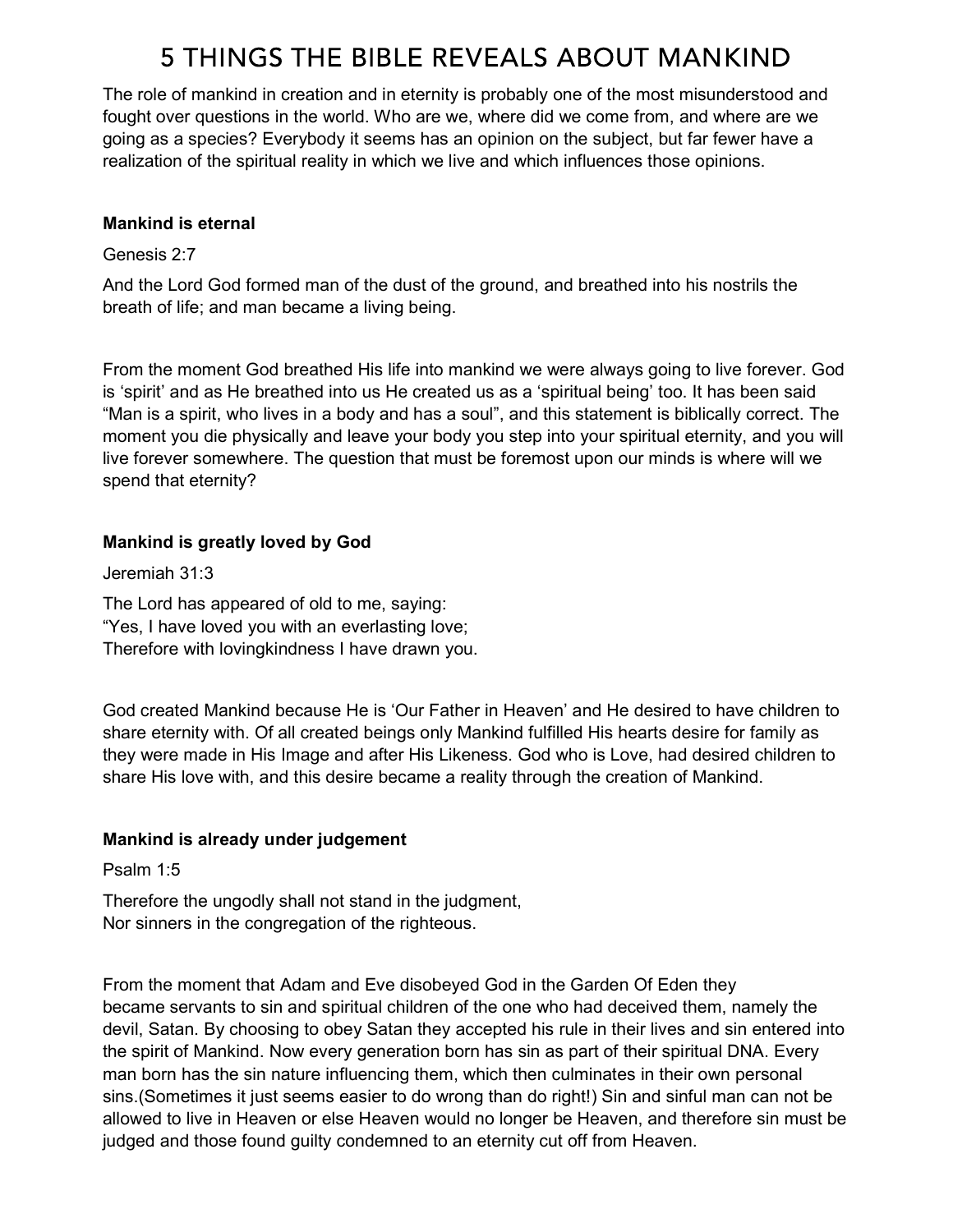# 5 THINGS THE BIBLE REVEALS ABOUT MANKIND

The role of mankind in creation and in eternity is probably one of the most misunderstood and fought over questions in the world. Who are we, where did we come from, and where are we going as a species? Everybody it seems has an opinion on the subject, but far fewer have a realization of the spiritual reality in which we live and which influences those opinions.

**Mankind is eternal**

Genesis 2:7

And the Lord God formed man of the dust of the ground, and breathed into his nostrils the breath of life; and man became a living being.

From the moment God breathed His life into mankind we were always going to live forever. God is 'spirit' and as He breathed into us He created us as a 'spiritual being' too. It has been said "Man is a spirit, who lives in a body and has a soul", and this statement is biblically correct. The moment you die physically and leave your body you step into your spiritual eternity, and you will live forever somewhere. The question that must be foremost upon our minds is where will we spend that eternity?

**Mankind is greatly loved by God**

Jeremiah 31:3

The Lord has appeared of old to me, saying:
"Yes, I have loved you with an everlasting love;
Therefore with lovingkindness I have drawn you.

God created Mankind because He is 'Our Father in Heaven' and He desired to have children to share eternity with. Of all created beings only Mankind fulfilled His hearts desire for family as they were made in His Image and after His Likeness. God who is Love, had desired children to share His love with, and this desire became a reality through the creation of Mankind.

**Mankind is already under judgement**

Psalm 1:5

Therefore the ungodly shall not stand in the judgment,
Nor sinners in the congregation of the righteous.

From the moment that Adam and Eve disobeyed God in the Garden Of Eden they became servants to sin and spiritual children of the one who had deceived them, namely the devil, Satan. By choosing to obey Satan they accepted his rule in their lives and sin entered into the spirit of Mankind. Now every generation born has sin as part of their spiritual DNA. Every man born has the sin nature influencing them, which then culminates in their own personal sins.(Sometimes it just seems easier to do wrong than do right!) Sin and sinful man can not be allowed to live in Heaven or else Heaven would no longer be Heaven, and therefore sin must be judged and those found guilty condemned to an eternity cut off from Heaven.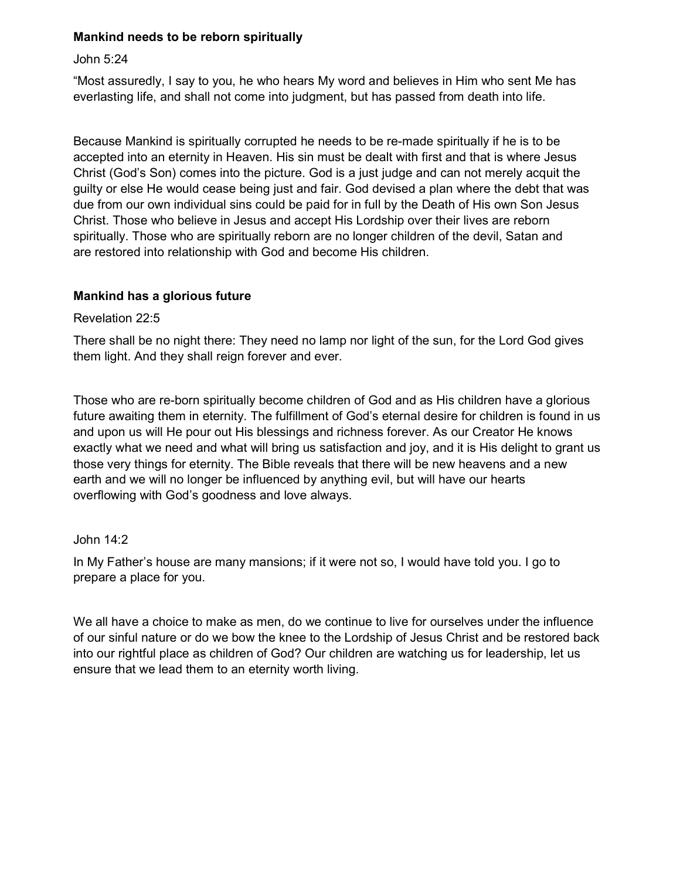**Mankind needs to be reborn spiritually**

John 5:24

“Most assuredly, I say to you, he who hears My word and believes in Him who sent Me has everlasting life, and shall not come into judgment, but has passed from death into life.

Because Mankind is spiritually corrupted he needs to be re-made spiritually if he is to be accepted into an eternity in Heaven. His sin must be dealt with first and that is where Jesus Christ (God’s Son) comes into the picture. God is a just judge and can not merely acquit the guilty or else He would cease being just and fair. God devised a plan where the debt that was due from our own individual sins could be paid for in full by the Death of His own Son Jesus Christ. Those who believe in Jesus and accept His Lordship over their lives are reborn spiritually. Those who are spiritually reborn are no longer children of the devil, Satan and are restored into relationship with God and become His children.

**Mankind has a glorious future**

Revelation 22:5

There shall be no night there: They need no lamp nor light of the sun, for the Lord God gives them light. And they shall reign forever and ever.

Those who are re-born spiritually become children of God and as His children have a glorious future awaiting them in eternity. The fulfillment of God’s eternal desire for children is found in us and upon us will He pour out His blessings and richness forever. As our Creator He knows exactly what we need and what will bring us satisfaction and joy, and it is His delight to grant us those very things for eternity. The Bible reveals that there will be new heavens and a new earth and we will no longer be influenced by anything evil, but will have our hearts overflowing with God’s goodness and love always.

John 14:2

In My Father’s house are many mansions; if it were not so, I would have told you. I go to prepare a place for you.

We all have a choice to make as men, do we continue to live for ourselves under the influence of our sinful nature or do we bow the knee to the Lordship of Jesus Christ and be restored back into our rightful place as children of God? Our children are watching us for leadership, let us ensure that we lead them to an eternity worth living.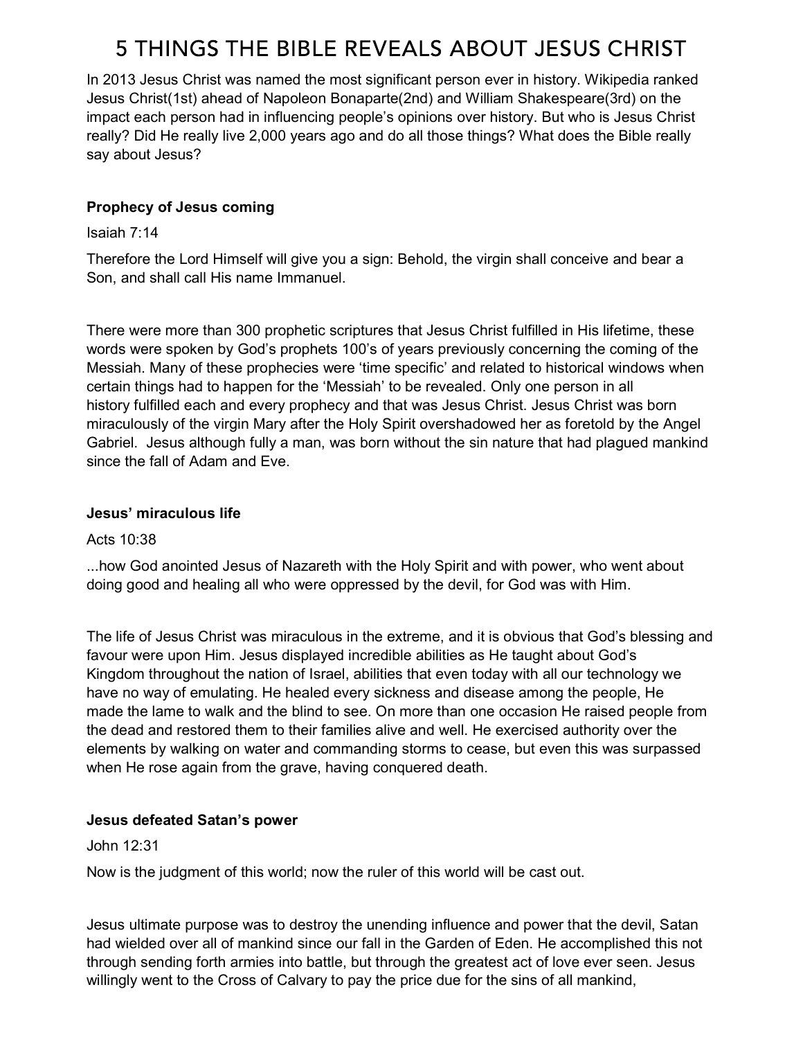# 5 THINGS THE BIBLE REVEALS ABOUT JESUS CHRIST

In 2013 Jesus Christ was named the most significant person ever in history. Wikipedia ranked Jesus Christ(1st) ahead of Napoleon Bonaparte(2nd) and William Shakespeare(3rd) on the impact each person had in influencing people's opinions over history. But who is Jesus Christ really? Did He really live 2,000 years ago and do all those things? What does the Bible really say about Jesus?

**Prophecy of Jesus coming**

Isaiah 7:14

Therefore the Lord Himself will give you a sign: Behold, the virgin shall conceive and bear a Son, and shall call His name Immanuel.

There were more than 300 prophetic scriptures that Jesus Christ fulfilled in His lifetime, these words were spoken by God's prophets 100's of years previously concerning the coming of the Messiah. Many of these prophecies were 'time specific' and related to historical windows when certain things had to happen for the 'Messiah' to be revealed. Only one person in all history fulfilled each and every prophecy and that was Jesus Christ. Jesus Christ was born miraculously of the virgin Mary after the Holy Spirit overshadowed her as foretold by the Angel Gabriel. Jesus although fully a man, was born without the sin nature that had plagued mankind since the fall of Adam and Eve.

**Jesus' miraculous life**

Acts 10:38

...how God anointed Jesus of Nazareth with the Holy Spirit and with power, who went about doing good and healing all who were oppressed by the devil, for God was with Him.

The life of Jesus Christ was miraculous in the extreme, and it is obvious that God's blessing and favour were upon Him. Jesus displayed incredible abilities as He taught about God's Kingdom throughout the nation of Israel, abilities that even today with all our technology we have no way of emulating. He healed every sickness and disease among the people, He made the lame to walk and the blind to see. On more than one occasion He raised people from the dead and restored them to their families alive and well. He exercised authority over the elements by walking on water and commanding storms to cease, but even this was surpassed when He rose again from the grave, having conquered death.

**Jesus defeated Satan's power**

John 12:31

Now is the judgment of this world; now the ruler of this world will be cast out.

Jesus ultimate purpose was to destroy the unending influence and power that the devil, Satan had wielded over all of mankind since our fall in the Garden of Eden. He accomplished this not through sending forth armies into battle, but through the greatest act of love ever seen. Jesus willingly went to the Cross of Calvary to pay the price due for the sins of all mankind,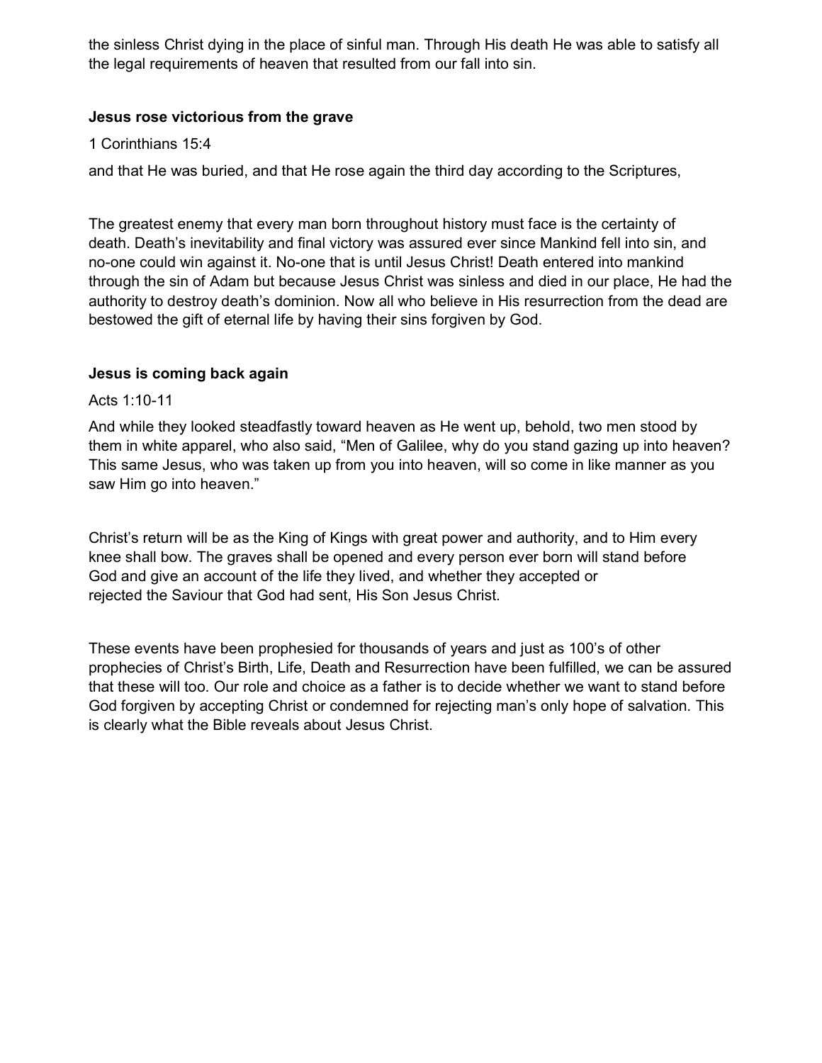the sinless Christ dying in the place of sinful man. Through His death He was able to satisfy all the legal requirements of heaven that resulted from our fall into sin.

### Jesus rose victorious from the grave

1 Corinthians 15:4

and that He was buried, and that He rose again the third day according to the Scriptures,

The greatest enemy that every man born throughout history must face is the certainty of death. Death's inevitability and final victory was assured ever since Mankind fell into sin, and no-one could win against it. No-one that is until Jesus Christ! Death entered into mankind through the sin of Adam but because Jesus Christ was sinless and died in our place, He had the authority to destroy death's dominion. Now all who believe in His resurrection from the dead are bestowed the gift of eternal life by having their sins forgiven by God.

### Jesus is coming back again

Acts 1:10-11

And while they looked steadfastly toward heaven as He went up, behold, two men stood by them in white apparel, who also said, "Men of Galilee, why do you stand gazing up into heaven? This same Jesus, who was taken up from you into heaven, will so come in like manner as you saw Him go into heaven."

Christ's return will be as the King of Kings with great power and authority, and to Him every knee shall bow. The graves shall be opened and every person ever born will stand before God and give an account of the life they lived, and whether they accepted or rejected the Saviour that God had sent, His Son Jesus Christ.

These events have been prophesied for thousands of years and just as 100's of other prophecies of Christ's Birth, Life, Death and Resurrection have been fulfilled, we can be assured that these will too. Our role and choice as a father is to decide whether we want to stand before God forgiven by accepting Christ or condemned for rejecting man's only hope of salvation. This is clearly what the Bible reveals about Jesus Christ.